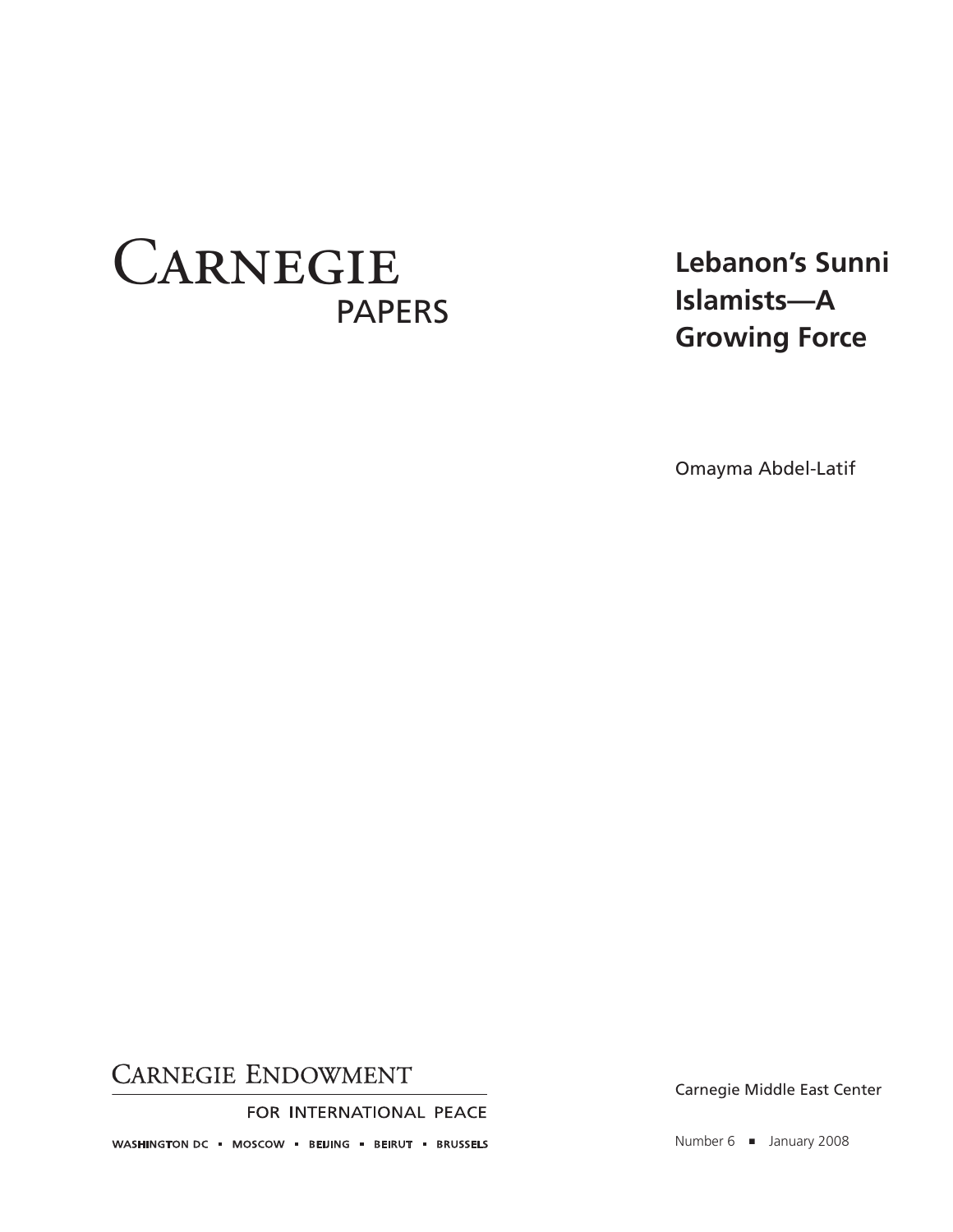# Carnegie Papers

# Lebanon's Sunni Islamists—A Growing Force

Omayma Abdel-Latif

Carnegie Endowment for International Peace

WASHINGTON DC ▪ MOSCOW ▪ BEIJING ▪ BEIRUT ▪ BRUSSELS

Carnegie Middle East Center

Number 6 ▪ January 2008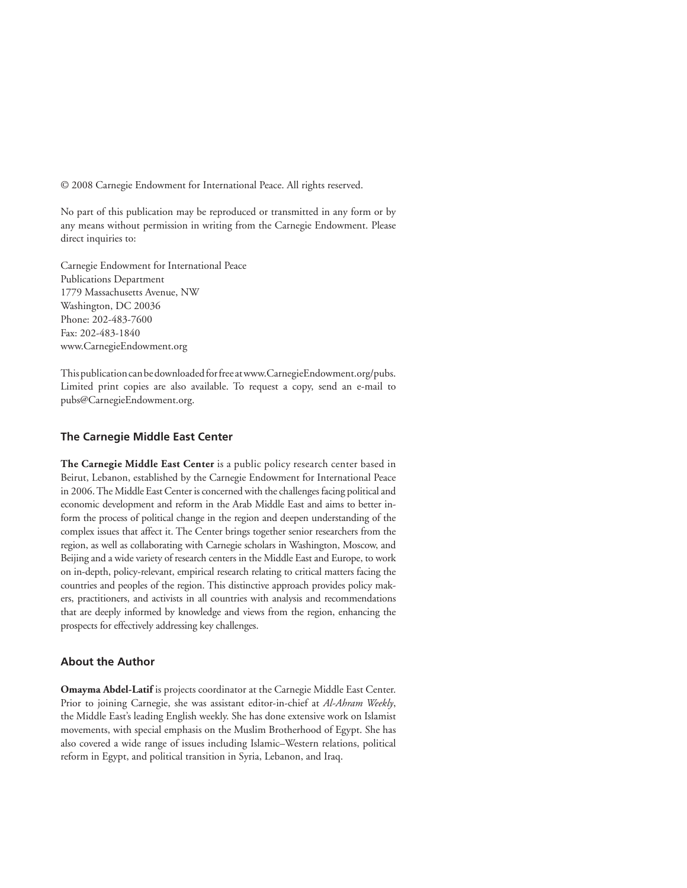© 2008 Carnegie Endowment for International Peace. All rights reserved.

No part of this publication may be reproduced or transmitted in any form or by any means without permission in writing from the Carnegie Endowment. Please direct inquiries to:

Carnegie Endowment for International Peace
Publications Department
1779 Massachusetts Avenue, NW
Washington, DC 20036
Phone: 202-483-7600
Fax: 202-483-1840
www.CarnegieEndowment.org

This publication can be downloaded for free at www.CarnegieEndowment.org/pubs. Limited print copies are also available. To request a copy, send an e-mail to pubs@CarnegieEndowment.org.

### The Carnegie Middle East Center

**The Carnegie Middle East Center** is a public policy research center based in Beirut, Lebanon, established by the Carnegie Endowment for International Peace in 2006. The Middle East Center is concerned with the challenges facing political and economic development and reform in the Arab Middle East and aims to better inform the process of political change in the region and deepen understanding of the complex issues that affect it. The Center brings together senior researchers from the region, as well as collaborating with Carnegie scholars in Washington, Moscow, and Beijing and a wide variety of research centers in the Middle East and Europe, to work on in-depth, policy-relevant, empirical research relating to critical matters facing the countries and peoples of the region. This distinctive approach provides policy makers, practitioners, and activists in all countries with analysis and recommendations that are deeply informed by knowledge and views from the region, enhancing the prospects for effectively addressing key challenges.

### About the Author

**Omayma Abdel-Latif** is projects coordinator at the Carnegie Middle East Center. Prior to joining Carnegie, she was assistant editor-in-chief at *Al-Ahram Weekly*, the Middle East's leading English weekly. She has done extensive work on Islamist movements, with special emphasis on the Muslim Brotherhood of Egypt. She has also covered a wide range of issues including Islamic–Western relations, political reform in Egypt, and political transition in Syria, Lebanon, and Iraq.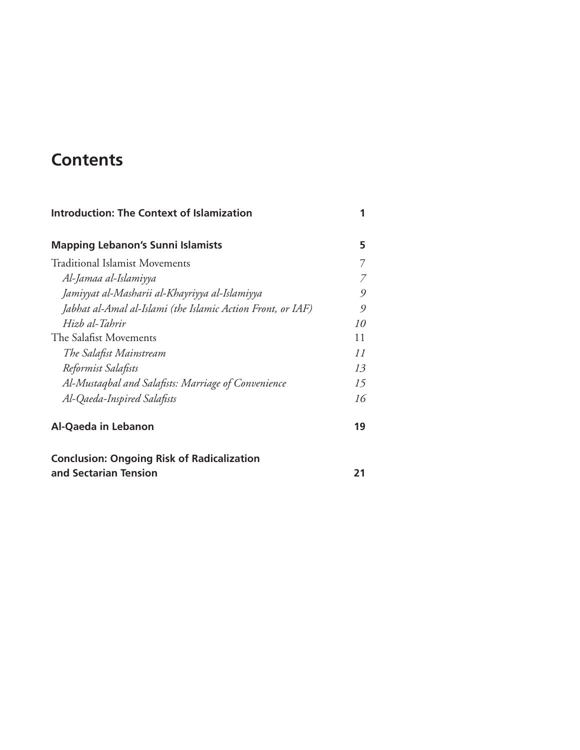# Contents

| | |
|---|---|
| **Introduction: The Context of Islamization** | **1** |
| **Mapping Lebanon's Sunni Islamists** | **5** |
| Traditional Islamist Movements | 7 |
| *Al-Jamaa al-Islamiyya* | *7* |
| *Jamiyyat al-Masharii al-Khayriyya al-Islamiyya* | *9* |
| *Jabhat al-Amal al-Islami (the Islamic Action Front, or IAF)* | *9* |
| *Hizb al-Tahrir* | *10* |
| The Salafist Movements | 11 |
| *The Salafist Mainstream* | *11* |
| *Reformist Salafists* | *13* |
| *Al-Mustaqbal and Salafists: Marriage of Convenience* | *15* |
| *Al-Qaeda-Inspired Salafists* | *16* |
| **Al-Qaeda in Lebanon** | **19** |
| **Conclusion: Ongoing Risk of Radicalization and Sectarian Tension** | **21** |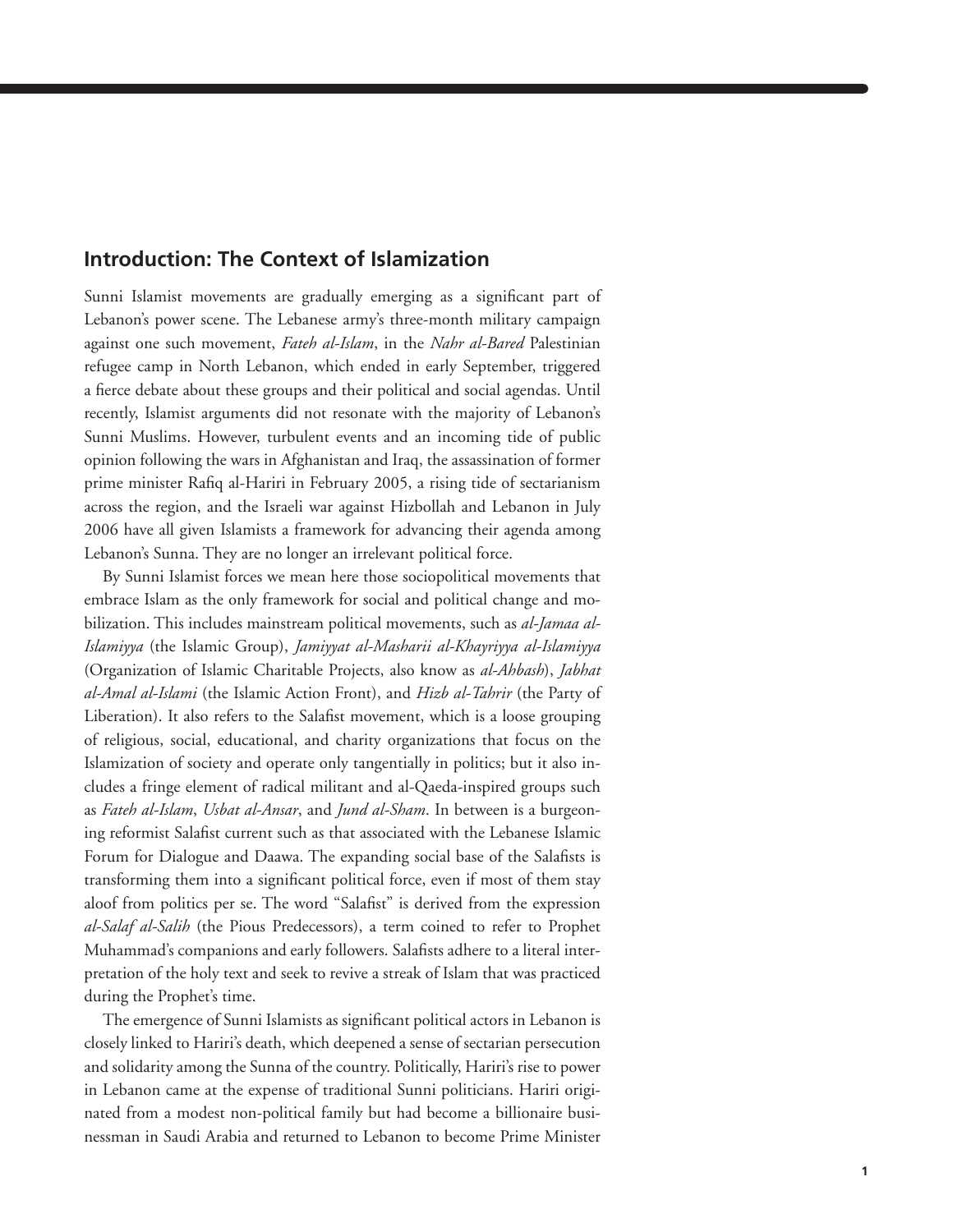## Introduction: The Context of Islamization

Sunni Islamist movements are gradually emerging as a significant part of Lebanon's power scene. The Lebanese army's three-month military campaign against one such movement, *Fateh al-Islam*, in the *Nahr al-Bared* Palestinian refugee camp in North Lebanon, which ended in early September, triggered a fierce debate about these groups and their political and social agendas. Until recently, Islamist arguments did not resonate with the majority of Lebanon's Sunni Muslims. However, turbulent events and an incoming tide of public opinion following the wars in Afghanistan and Iraq, the assassination of former prime minister Rafiq al-Hariri in February 2005, a rising tide of sectarianism across the region, and the Israeli war against Hizbollah and Lebanon in July 2006 have all given Islamists a framework for advancing their agenda among Lebanon's Sunna. They are no longer an irrelevant political force.

By Sunni Islamist forces we mean here those sociopolitical movements that embrace Islam as the only framework for social and political change and mobilization. This includes mainstream political movements, such as *al-Jamaa al-Islamiyya* (the Islamic Group), *Jamiyyat al-Masharii al-Khayriyya al-Islamiyya* (Organization of Islamic Charitable Projects, also know as *al-Ahbash*), *Jabhat al-Amal al-Islami* (the Islamic Action Front), and *Hizb al-Tahrir* (the Party of Liberation). It also refers to the Salafist movement, which is a loose grouping of religious, social, educational, and charity organizations that focus on the Islamization of society and operate only tangentially in politics; but it also includes a fringe element of radical militant and al-Qaeda-inspired groups such as *Fateh al-Islam*, *Usbat al-Ansar*, and *Jund al-Sham*. In between is a burgeoning reformist Salafist current such as that associated with the Lebanese Islamic Forum for Dialogue and Daawa. The expanding social base of the Salafists is transforming them into a significant political force, even if most of them stay aloof from politics per se. The word "Salafist" is derived from the expression *al-Salaf al-Salih* (the Pious Predecessors), a term coined to refer to Prophet Muhammad's companions and early followers. Salafists adhere to a literal interpretation of the holy text and seek to revive a streak of Islam that was practiced during the Prophet's time.

The emergence of Sunni Islamists as significant political actors in Lebanon is closely linked to Hariri's death, which deepened a sense of sectarian persecution and solidarity among the Sunna of the country. Politically, Hariri's rise to power in Lebanon came at the expense of traditional Sunni politicians. Hariri originated from a modest non-political family but had become a billionaire businessman in Saudi Arabia and returned to Lebanon to become Prime Minister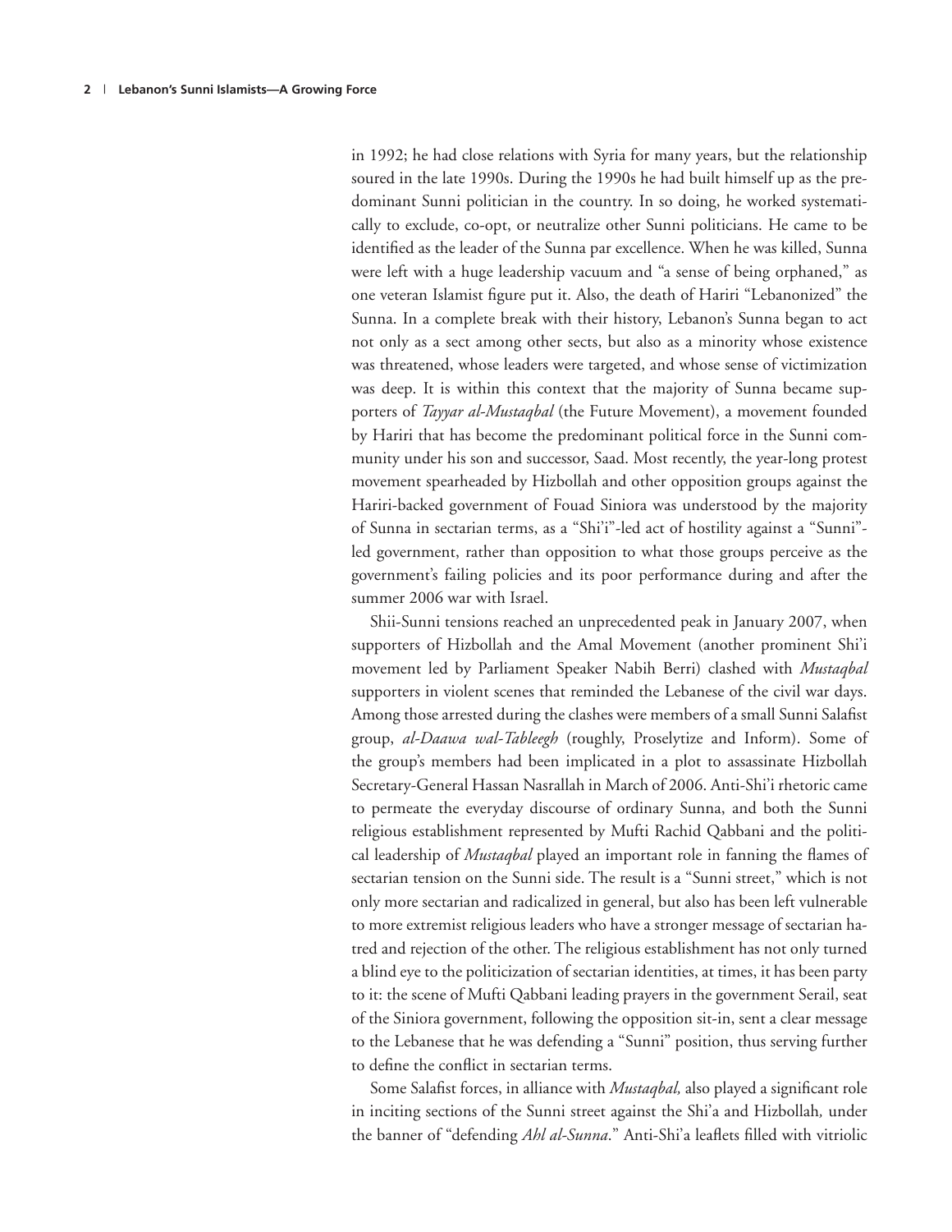in 1992; he had close relations with Syria for many years, but the relationship soured in the late 1990s. During the 1990s he had built himself up as the predominant Sunni politician in the country. In so doing, he worked systematically to exclude, co-opt, or neutralize other Sunni politicians. He came to be identified as the leader of the Sunna par excellence. When he was killed, Sunna were left with a huge leadership vacuum and "a sense of being orphaned," as one veteran Islamist figure put it. Also, the death of Hariri "Lebanonized" the Sunna. In a complete break with their history, Lebanon's Sunna began to act not only as a sect among other sects, but also as a minority whose existence was threatened, whose leaders were targeted, and whose sense of victimization was deep. It is within this context that the majority of Sunna became supporters of *Tayyar al-Mustaqbal* (the Future Movement), a movement founded by Hariri that has become the predominant political force in the Sunni community under his son and successor, Saad. Most recently, the year-long protest movement spearheaded by Hizbollah and other opposition groups against the Hariri-backed government of Fouad Siniora was understood by the majority of Sunna in sectarian terms, as a "Shi'i"-led act of hostility against a "Sunni"-led government, rather than opposition to what those groups perceive as the government's failing policies and its poor performance during and after the summer 2006 war with Israel.

Shii-Sunni tensions reached an unprecedented peak in January 2007, when supporters of Hizbollah and the Amal Movement (another prominent Shi'i movement led by Parliament Speaker Nabih Berri) clashed with *Mustaqbal* supporters in violent scenes that reminded the Lebanese of the civil war days. Among those arrested during the clashes were members of a small Sunni Salafist group, *al-Daawa wal-Tableegh* (roughly, Proselytize and Inform). Some of the group's members had been implicated in a plot to assassinate Hizbollah Secretary-General Hassan Nasrallah in March of 2006. Anti-Shi'i rhetoric came to permeate the everyday discourse of ordinary Sunna, and both the Sunni religious establishment represented by Mufti Rachid Qabbani and the political leadership of *Mustaqbal* played an important role in fanning the flames of sectarian tension on the Sunni side. The result is a "Sunni street," which is not only more sectarian and radicalized in general, but also has been left vulnerable to more extremist religious leaders who have a stronger message of sectarian hatred and rejection of the other. The religious establishment has not only turned a blind eye to the politicization of sectarian identities, at times, it has been party to it: the scene of Mufti Qabbani leading prayers in the government Serail, seat of the Siniora government, following the opposition sit-in, sent a clear message to the Lebanese that he was defending a "Sunni" position, thus serving further to define the conflict in sectarian terms.

Some Salafist forces, in alliance with *Mustaqbal,* also played a significant role in inciting sections of the Sunni street against the Shi'a and Hizbollah*,* under the banner of "defending *Ahl al-Sunna*." Anti-Shi'a leaflets filled with vitriolic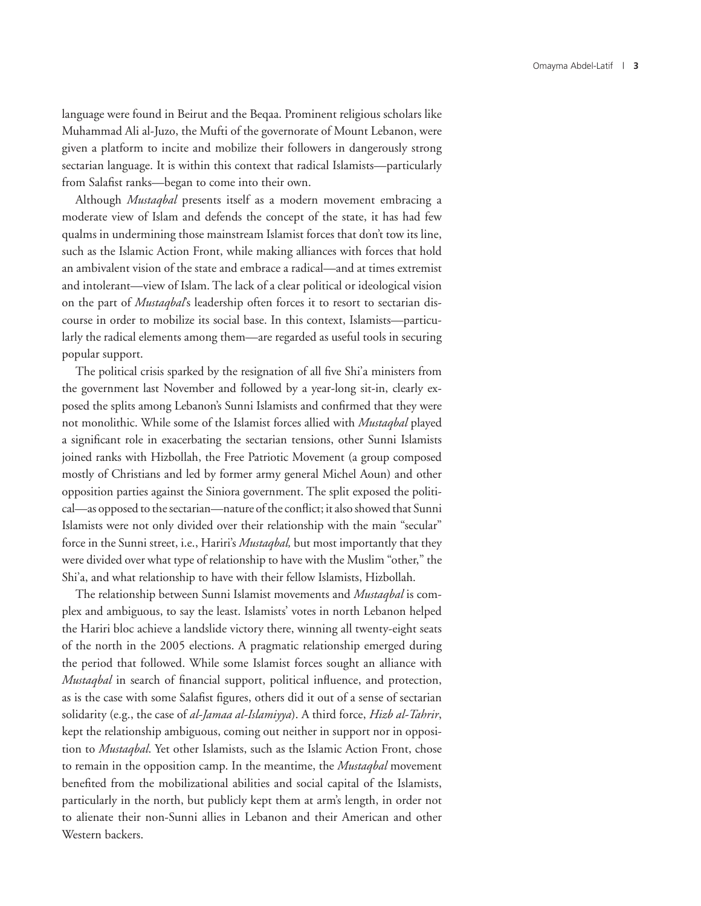language were found in Beirut and the Beqaa. Prominent religious scholars like Muhammad Ali al-Juzo, the Mufti of the governorate of Mount Lebanon, were given a platform to incite and mobilize their followers in dangerously strong sectarian language. It is within this context that radical Islamists—particularly from Salafist ranks—began to come into their own.

Although *Mustaqbal* presents itself as a modern movement embracing a moderate view of Islam and defends the concept of the state, it has had few qualms in undermining those mainstream Islamist forces that don't tow its line, such as the Islamic Action Front, while making alliances with forces that hold an ambivalent vision of the state and embrace a radical—and at times extremist and intolerant—view of Islam. The lack of a clear political or ideological vision on the part of *Mustaqbal*'s leadership often forces it to resort to sectarian discourse in order to mobilize its social base. In this context, Islamists—particularly the radical elements among them—are regarded as useful tools in securing popular support.

The political crisis sparked by the resignation of all five Shi'a ministers from the government last November and followed by a year-long sit-in, clearly exposed the splits among Lebanon's Sunni Islamists and confirmed that they were not monolithic. While some of the Islamist forces allied with *Mustaqbal* played a significant role in exacerbating the sectarian tensions, other Sunni Islamists joined ranks with Hizbollah, the Free Patriotic Movement (a group composed mostly of Christians and led by former army general Michel Aoun) and other opposition parties against the Siniora government. The split exposed the political—as opposed to the sectarian—nature of the conflict; it also showed that Sunni Islamists were not only divided over their relationship with the main "secular" force in the Sunni street, i.e., Hariri's *Mustaqbal,* but most importantly that they were divided over what type of relationship to have with the Muslim "other," the Shi'a, and what relationship to have with their fellow Islamists, Hizbollah.

The relationship between Sunni Islamist movements and *Mustaqbal* is complex and ambiguous, to say the least. Islamists' votes in north Lebanon helped the Hariri bloc achieve a landslide victory there, winning all twenty-eight seats of the north in the 2005 elections. A pragmatic relationship emerged during the period that followed. While some Islamist forces sought an alliance with *Mustaqbal* in search of financial support, political influence, and protection, as is the case with some Salafist figures, others did it out of a sense of sectarian solidarity (e.g., the case of *al-Jamaa al-Islamiyya*). A third force, *Hizb al-Tahrir*, kept the relationship ambiguous, coming out neither in support nor in opposition to *Mustaqbal*. Yet other Islamists, such as the Islamic Action Front, chose to remain in the opposition camp. In the meantime, the *Mustaqbal* movement benefited from the mobilizational abilities and social capital of the Islamists, particularly in the north, but publicly kept them at arm's length, in order not to alienate their non-Sunni allies in Lebanon and their American and other Western backers.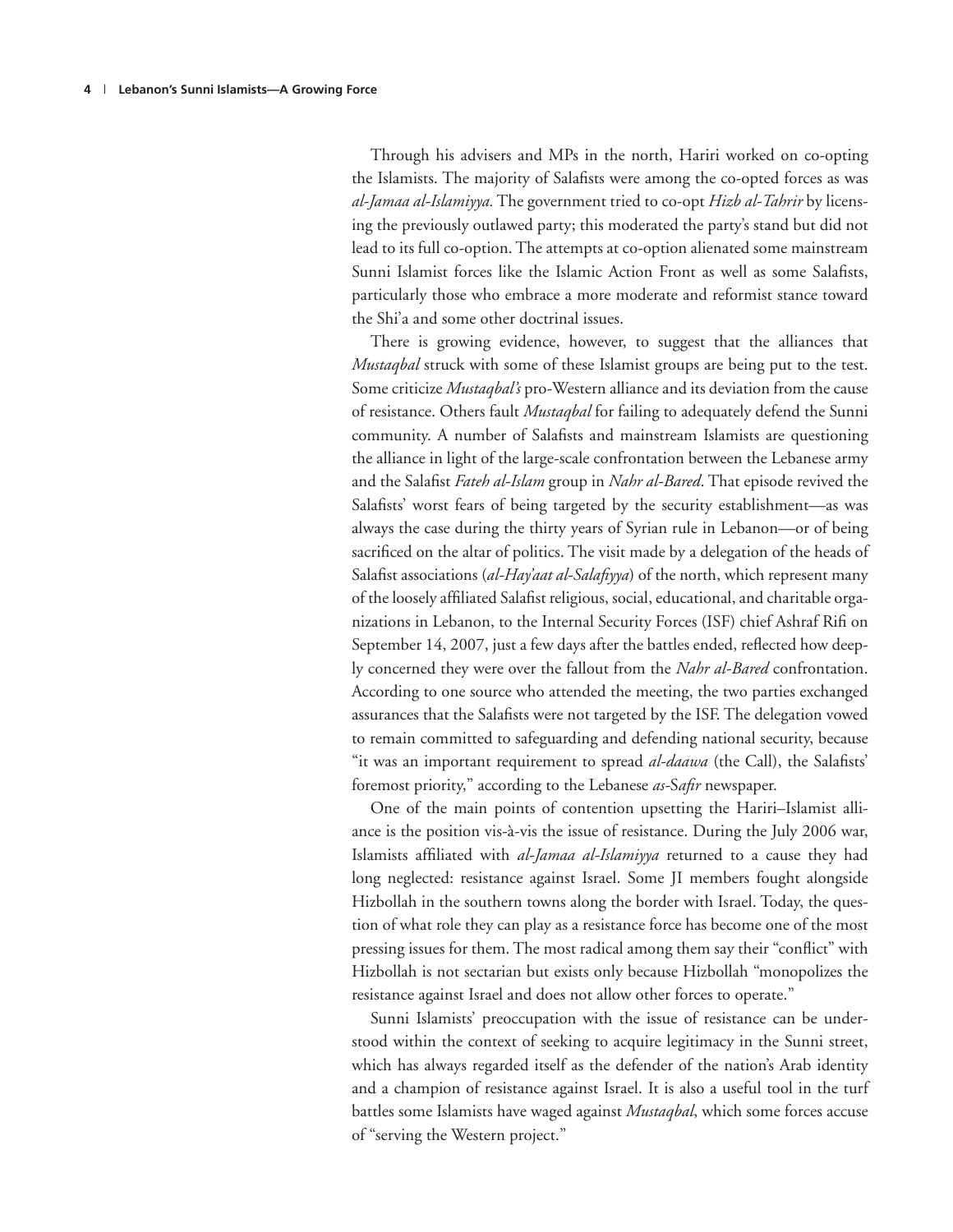Through his advisers and MPs in the north, Hariri worked on co-opting the Islamists. The majority of Salafists were among the co-opted forces as was *al-Jamaa al-Islamiyya*. The government tried to co-opt *Hizb al-Tahrir* by licensing the previously outlawed party; this moderated the party's stand but did not lead to its full co-option. The attempts at co-option alienated some mainstream Sunni Islamist forces like the Islamic Action Front as well as some Salafists, particularly those who embrace a more moderate and reformist stance toward the Shi'a and some other doctrinal issues.

There is growing evidence, however, to suggest that the alliances that *Mustaqbal* struck with some of these Islamist groups are being put to the test. Some criticize *Mustaqbal's* pro-Western alliance and its deviation from the cause of resistance. Others fault *Mustaqbal* for failing to adequately defend the Sunni community. A number of Salafists and mainstream Islamists are questioning the alliance in light of the large-scale confrontation between the Lebanese army and the Salafist *Fateh al-Islam* group in *Nahr al-Bared*. That episode revived the Salafists' worst fears of being targeted by the security establishment—as was always the case during the thirty years of Syrian rule in Lebanon—or of being sacrificed on the altar of politics. The visit made by a delegation of the heads of Salafist associations (*al-Hay'aat al-Salafiyya*) of the north, which represent many of the loosely affiliated Salafist religious, social, educational, and charitable organizations in Lebanon, to the Internal Security Forces (ISF) chief Ashraf Rifi on September 14, 2007, just a few days after the battles ended, reflected how deeply concerned they were over the fallout from the *Nahr al-Bared* confrontation. According to one source who attended the meeting, the two parties exchanged assurances that the Salafists were not targeted by the ISF. The delegation vowed to remain committed to safeguarding and defending national security, because "it was an important requirement to spread *al-daawa* (the Call), the Salafists' foremost priority," according to the Lebanese *as-Safir* newspaper.

One of the main points of contention upsetting the Hariri–Islamist alliance is the position vis-à-vis the issue of resistance. During the July 2006 war, Islamists affiliated with *al-Jamaa al-Islamiyya* returned to a cause they had long neglected: resistance against Israel. Some JI members fought alongside Hizbollah in the southern towns along the border with Israel. Today, the question of what role they can play as a resistance force has become one of the most pressing issues for them. The most radical among them say their "conflict" with Hizbollah is not sectarian but exists only because Hizbollah "monopolizes the resistance against Israel and does not allow other forces to operate."

Sunni Islamists' preoccupation with the issue of resistance can be understood within the context of seeking to acquire legitimacy in the Sunni street, which has always regarded itself as the defender of the nation's Arab identity and a champion of resistance against Israel. It is also a useful tool in the turf battles some Islamists have waged against *Mustaqbal*, which some forces accuse of "serving the Western project."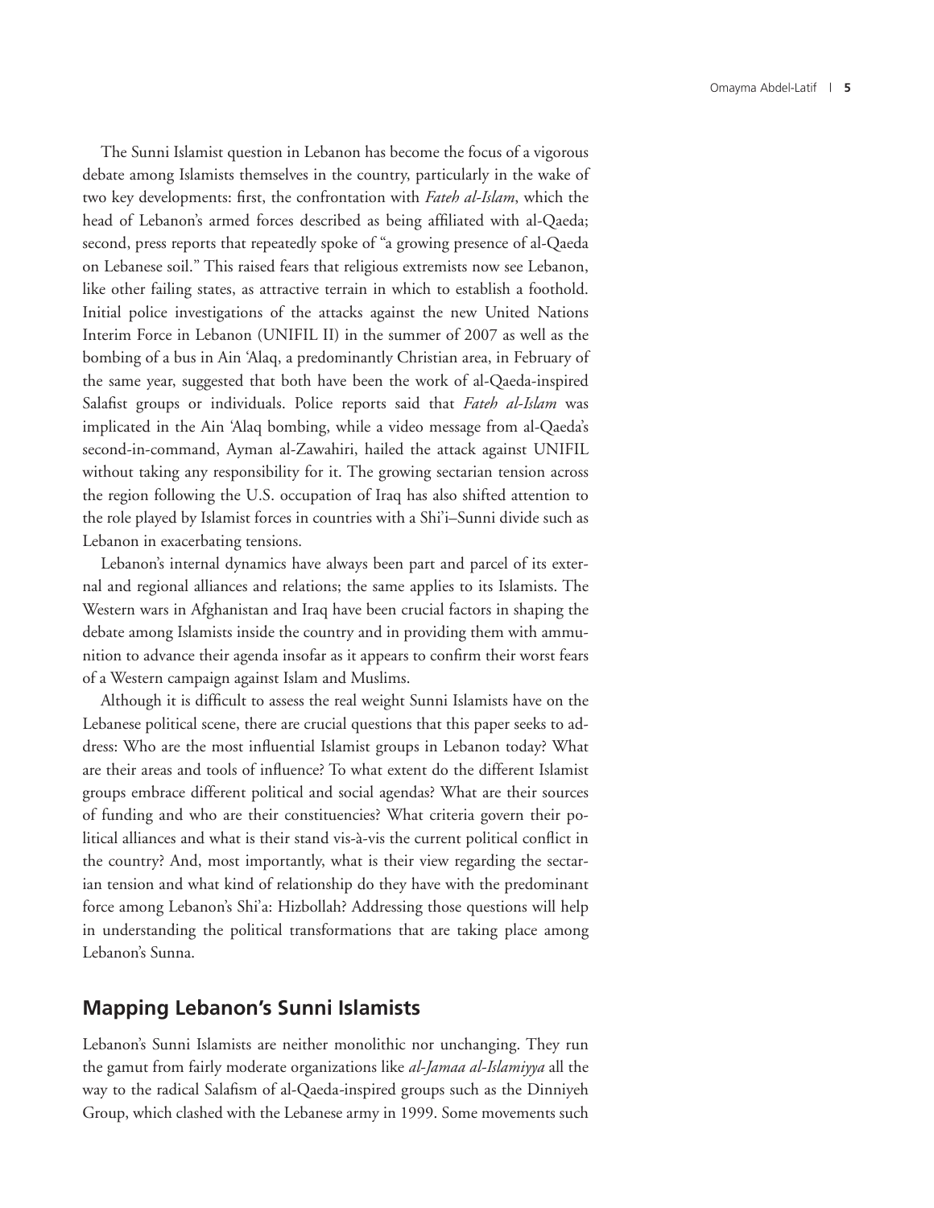The Sunni Islamist question in Lebanon has become the focus of a vigorous debate among Islamists themselves in the country, particularly in the wake of two key developments: first, the confrontation with *Fateh al-Islam*, which the head of Lebanon's armed forces described as being affiliated with al-Qaeda; second, press reports that repeatedly spoke of "a growing presence of al-Qaeda on Lebanese soil." This raised fears that religious extremists now see Lebanon, like other failing states, as attractive terrain in which to establish a foothold. Initial police investigations of the attacks against the new United Nations Interim Force in Lebanon (UNIFIL II) in the summer of 2007 as well as the bombing of a bus in Ain 'Alaq, a predominantly Christian area, in February of the same year, suggested that both have been the work of al-Qaeda-inspired Salafist groups or individuals. Police reports said that *Fateh al-Islam* was implicated in the Ain 'Alaq bombing, while a video message from al-Qaeda's second-in-command, Ayman al-Zawahiri, hailed the attack against UNIFIL without taking any responsibility for it. The growing sectarian tension across the region following the U.S. occupation of Iraq has also shifted attention to the role played by Islamist forces in countries with a Shi'i–Sunni divide such as Lebanon in exacerbating tensions.

Lebanon's internal dynamics have always been part and parcel of its external and regional alliances and relations; the same applies to its Islamists. The Western wars in Afghanistan and Iraq have been crucial factors in shaping the debate among Islamists inside the country and in providing them with ammunition to advance their agenda insofar as it appears to confirm their worst fears of a Western campaign against Islam and Muslims.

Although it is difficult to assess the real weight Sunni Islamists have on the Lebanese political scene, there are crucial questions that this paper seeks to address: Who are the most influential Islamist groups in Lebanon today? What are their areas and tools of influence? To what extent do the different Islamist groups embrace different political and social agendas? What are their sources of funding and who are their constituencies? What criteria govern their political alliances and what is their stand vis-à-vis the current political conflict in the country? And, most importantly, what is their view regarding the sectarian tension and what kind of relationship do they have with the predominant force among Lebanon's Shi'a: Hizbollah? Addressing those questions will help in understanding the political transformations that are taking place among Lebanon's Sunna.

## Mapping Lebanon's Sunni Islamists

Lebanon's Sunni Islamists are neither monolithic nor unchanging. They run the gamut from fairly moderate organizations like *al-Jamaa al-Islamiyya* all the way to the radical Salafism of al-Qaeda-inspired groups such as the Dinniyeh Group, which clashed with the Lebanese army in 1999. Some movements such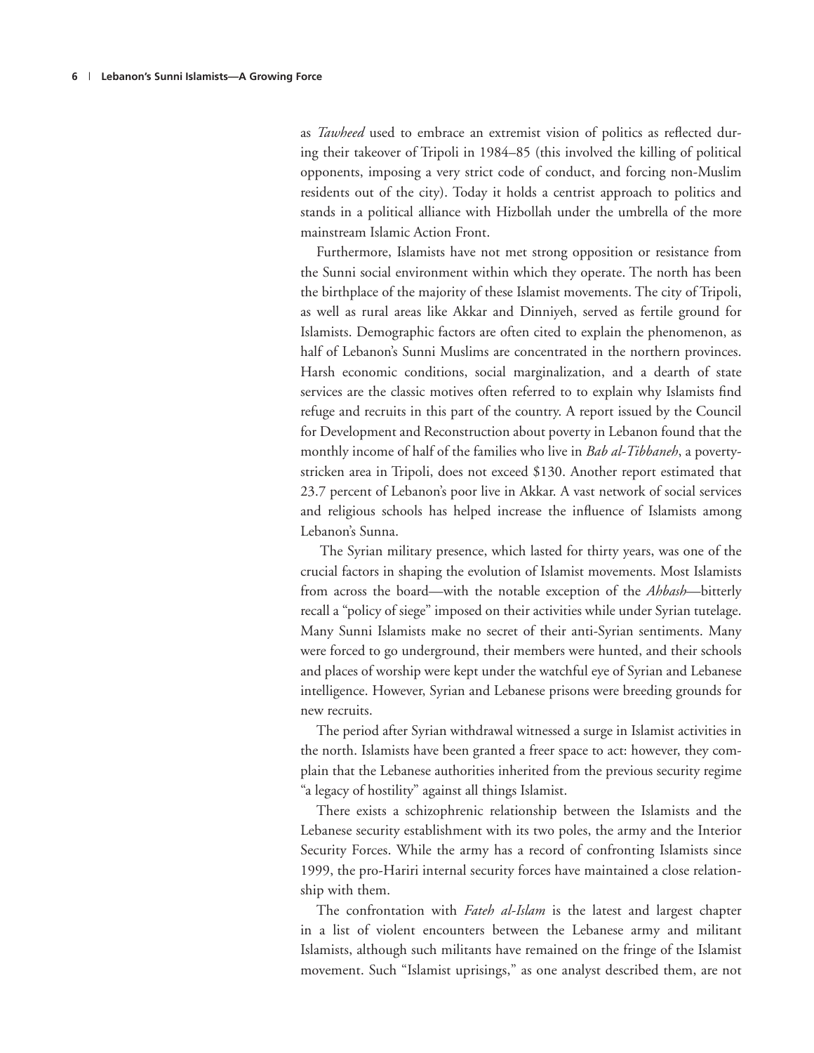as *Tawheed* used to embrace an extremist vision of politics as reflected during their takeover of Tripoli in 1984–85 (this involved the killing of political opponents, imposing a very strict code of conduct, and forcing non-Muslim residents out of the city). Today it holds a centrist approach to politics and stands in a political alliance with Hizbollah under the umbrella of the more mainstream Islamic Action Front.

Furthermore, Islamists have not met strong opposition or resistance from the Sunni social environment within which they operate. The north has been the birthplace of the majority of these Islamist movements. The city of Tripoli, as well as rural areas like Akkar and Dinniyeh, served as fertile ground for Islamists. Demographic factors are often cited to explain the phenomenon, as half of Lebanon's Sunni Muslims are concentrated in the northern provinces. Harsh economic conditions, social marginalization, and a dearth of state services are the classic motives often referred to to explain why Islamists find refuge and recruits in this part of the country. A report issued by the Council for Development and Reconstruction about poverty in Lebanon found that the monthly income of half of the families who live in *Bab al-Tibbaneh*, a poverty-stricken area in Tripoli, does not exceed $130. Another report estimated that 23.7 percent of Lebanon's poor live in Akkar. A vast network of social services and religious schools has helped increase the influence of Islamists among Lebanon's Sunna.

The Syrian military presence, which lasted for thirty years, was one of the crucial factors in shaping the evolution of Islamist movements. Most Islamists from across the board—with the notable exception of the *Ahbash*—bitterly recall a "policy of siege" imposed on their activities while under Syrian tutelage. Many Sunni Islamists make no secret of their anti-Syrian sentiments. Many were forced to go underground, their members were hunted, and their schools and places of worship were kept under the watchful eye of Syrian and Lebanese intelligence. However, Syrian and Lebanese prisons were breeding grounds for new recruits.

The period after Syrian withdrawal witnessed a surge in Islamist activities in the north. Islamists have been granted a freer space to act: however, they complain that the Lebanese authorities inherited from the previous security regime "a legacy of hostility" against all things Islamist.

There exists a schizophrenic relationship between the Islamists and the Lebanese security establishment with its two poles, the army and the Interior Security Forces. While the army has a record of confronting Islamists since 1999, the pro-Hariri internal security forces have maintained a close relationship with them.

The confrontation with *Fateh al-Islam* is the latest and largest chapter in a list of violent encounters between the Lebanese army and militant Islamists, although such militants have remained on the fringe of the Islamist movement. Such "Islamist uprisings," as one analyst described them, are not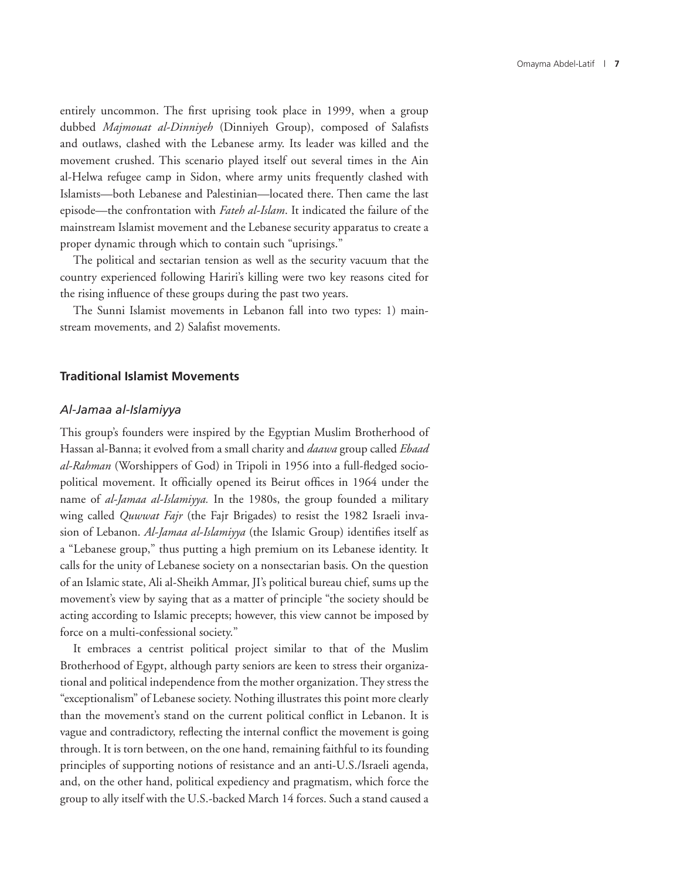entirely uncommon. The first uprising took place in 1999, when a group dubbed *Majmouat al-Dinniyeh* (Dinniyeh Group), composed of Salafists and outlaws, clashed with the Lebanese army. Its leader was killed and the movement crushed. This scenario played itself out several times in the Ain al-Helwa refugee camp in Sidon, where army units frequently clashed with Islamists—both Lebanese and Palestinian—located there. Then came the last episode—the confrontation with *Fateh al-Islam*. It indicated the failure of the mainstream Islamist movement and the Lebanese security apparatus to create a proper dynamic through which to contain such "uprisings."

The political and sectarian tension as well as the security vacuum that the country experienced following Hariri's killing were two key reasons cited for the rising influence of these groups during the past two years.

The Sunni Islamist movements in Lebanon fall into two types: 1) mainstream movements, and 2) Salafist movements.

## Traditional Islamist Movements

### *Al-Jamaa al-Islamiyya*

This group's founders were inspired by the Egyptian Muslim Brotherhood of Hassan al-Banna; it evolved from a small charity and *daawa* group called *Ebaad al-Rahman* (Worshippers of God) in Tripoli in 1956 into a full-fledged sociopolitical movement. It officially opened its Beirut offices in 1964 under the name of *al-Jamaa al-Islamiyya.* In the 1980s, the group founded a military wing called *Quwwat Fajr* (the Fajr Brigades) to resist the 1982 Israeli invasion of Lebanon. *Al-Jamaa al-Islamiyya* (the Islamic Group) identifies itself as a "Lebanese group," thus putting a high premium on its Lebanese identity. It calls for the unity of Lebanese society on a nonsectarian basis. On the question of an Islamic state, Ali al-Sheikh Ammar, JI's political bureau chief, sums up the movement's view by saying that as a matter of principle "the society should be acting according to Islamic precepts; however, this view cannot be imposed by force on a multi-confessional society."

It embraces a centrist political project similar to that of the Muslim Brotherhood of Egypt, although party seniors are keen to stress their organizational and political independence from the mother organization. They stress the "exceptionalism" of Lebanese society. Nothing illustrates this point more clearly than the movement's stand on the current political conflict in Lebanon. It is vague and contradictory, reflecting the internal conflict the movement is going through. It is torn between, on the one hand, remaining faithful to its founding principles of supporting notions of resistance and an anti-U.S./Israeli agenda, and, on the other hand, political expediency and pragmatism, which force the group to ally itself with the U.S.-backed March 14 forces. Such a stand caused a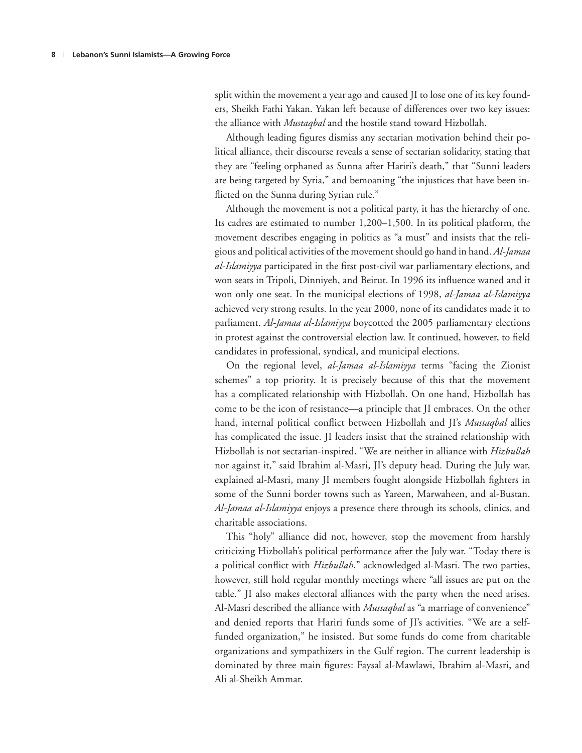split within the movement a year ago and caused JI to lose one of its key founders, Sheikh Fathi Yakan. Yakan left because of differences over two key issues: the alliance with *Mustaqbal* and the hostile stand toward Hizbollah.

Although leading figures dismiss any sectarian motivation behind their political alliance, their discourse reveals a sense of sectarian solidarity, stating that they are "feeling orphaned as Sunna after Hariri's death," that "Sunni leaders are being targeted by Syria," and bemoaning "the injustices that have been inflicted on the Sunna during Syrian rule."

Although the movement is not a political party, it has the hierarchy of one. Its cadres are estimated to number 1,200–1,500. In its political platform, the movement describes engaging in politics as "a must" and insists that the religious and political activities of the movement should go hand in hand. *Al-Jamaa al-Islamiyya* participated in the first post-civil war parliamentary elections, and won seats in Tripoli, Dinniyeh, and Beirut. In 1996 its influence waned and it won only one seat. In the municipal elections of 1998, *al-Jamaa al-Islamiyya* achieved very strong results. In the year 2000, none of its candidates made it to parliament. *Al-Jamaa al-Islamiyya* boycotted the 2005 parliamentary elections in protest against the controversial election law. It continued, however, to field candidates in professional, syndical, and municipal elections.

On the regional level, *al-Jamaa al-Islamiyya* terms "facing the Zionist schemes" a top priority. It is precisely because of this that the movement has a complicated relationship with Hizbollah. On one hand, Hizbollah has come to be the icon of resistance—a principle that JI embraces. On the other hand, internal political conflict between Hizbollah and JI's *Mustaqbal* allies has complicated the issue. JI leaders insist that the strained relationship with Hizbollah is not sectarian-inspired. "We are neither in alliance with *Hizbullah* nor against it," said Ibrahim al-Masri, JI's deputy head. During the July war, explained al-Masri, many JI members fought alongside Hizbollah fighters in some of the Sunni border towns such as Yareen, Marwaheen, and al-Bustan. *Al-Jamaa al-Islamiyya* enjoys a presence there through its schools, clinics, and charitable associations.

This "holy" alliance did not, however, stop the movement from harshly criticizing Hizbollah's political performance after the July war. "Today there is a political conflict with *Hizbullah*," acknowledged al-Masri. The two parties, however, still hold regular monthly meetings where "all issues are put on the table." JI also makes electoral alliances with the party when the need arises. Al-Masri described the alliance with *Mustaqbal* as "a marriage of convenience" and denied reports that Hariri funds some of JI's activities. "We are a self-funded organization," he insisted. But some funds do come from charitable organizations and sympathizers in the Gulf region. The current leadership is dominated by three main figures: Faysal al-Mawlawi, Ibrahim al-Masri, and Ali al-Sheikh Ammar.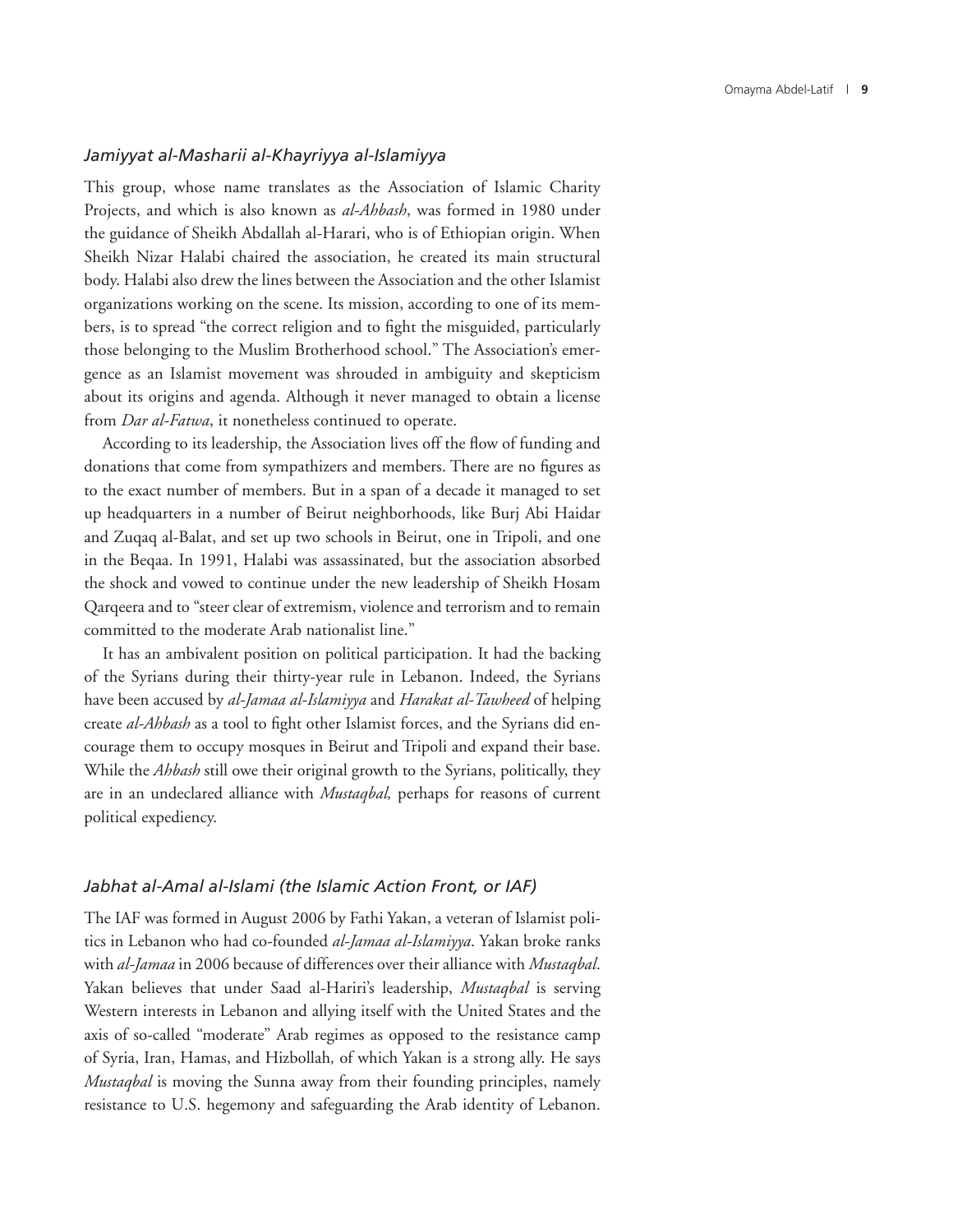### *Jamiyyat al-Masharii al-Khayriyya al-Islamiyya*

This group, whose name translates as the Association of Islamic Charity Projects, and which is also known as *al-Ahbash*, was formed in 1980 under the guidance of Sheikh Abdallah al-Harari, who is of Ethiopian origin. When Sheikh Nizar Halabi chaired the association, he created its main structural body. Halabi also drew the lines between the Association and the other Islamist organizations working on the scene. Its mission, according to one of its members, is to spread "the correct religion and to fight the misguided, particularly those belonging to the Muslim Brotherhood school." The Association's emergence as an Islamist movement was shrouded in ambiguity and skepticism about its origins and agenda. Although it never managed to obtain a license from *Dar al-Fatwa*, it nonetheless continued to operate.

According to its leadership, the Association lives off the flow of funding and donations that come from sympathizers and members. There are no figures as to the exact number of members. But in a span of a decade it managed to set up headquarters in a number of Beirut neighborhoods, like Burj Abi Haidar and Zuqaq al-Balat, and set up two schools in Beirut, one in Tripoli, and one in the Beqaa. In 1991, Halabi was assassinated, but the association absorbed the shock and vowed to continue under the new leadership of Sheikh Hosam Qarqeera and to "steer clear of extremism, violence and terrorism and to remain committed to the moderate Arab nationalist line."

It has an ambivalent position on political participation. It had the backing of the Syrians during their thirty-year rule in Lebanon. Indeed, the Syrians have been accused by *al-Jamaa al-Islamiyya* and *Harakat al-Tawheed* of helping create *al-Ahbash* as a tool to fight other Islamist forces, and the Syrians did encourage them to occupy mosques in Beirut and Tripoli and expand their base. While the *Ahbash* still owe their original growth to the Syrians, politically, they are in an undeclared alliance with *Mustaqbal,* perhaps for reasons of current political expediency.

### *Jabhat al-Amal al-Islami (the Islamic Action Front, or IAF)*

The IAF was formed in August 2006 by Fathi Yakan, a veteran of Islamist politics in Lebanon who had co-founded *al-Jamaa al-Islamiyya*. Yakan broke ranks with *al-Jamaa* in 2006 because of differences over their alliance with *Mustaqbal*. Yakan believes that under Saad al-Hariri's leadership, *Mustaqbal* is serving Western interests in Lebanon and allying itself with the United States and the axis of so-called "moderate" Arab regimes as opposed to the resistance camp of Syria, Iran, Hamas, and Hizbollah*,* of which Yakan is a strong ally. He says *Mustaqbal* is moving the Sunna away from their founding principles, namely resistance to U.S. hegemony and safeguarding the Arab identity of Lebanon.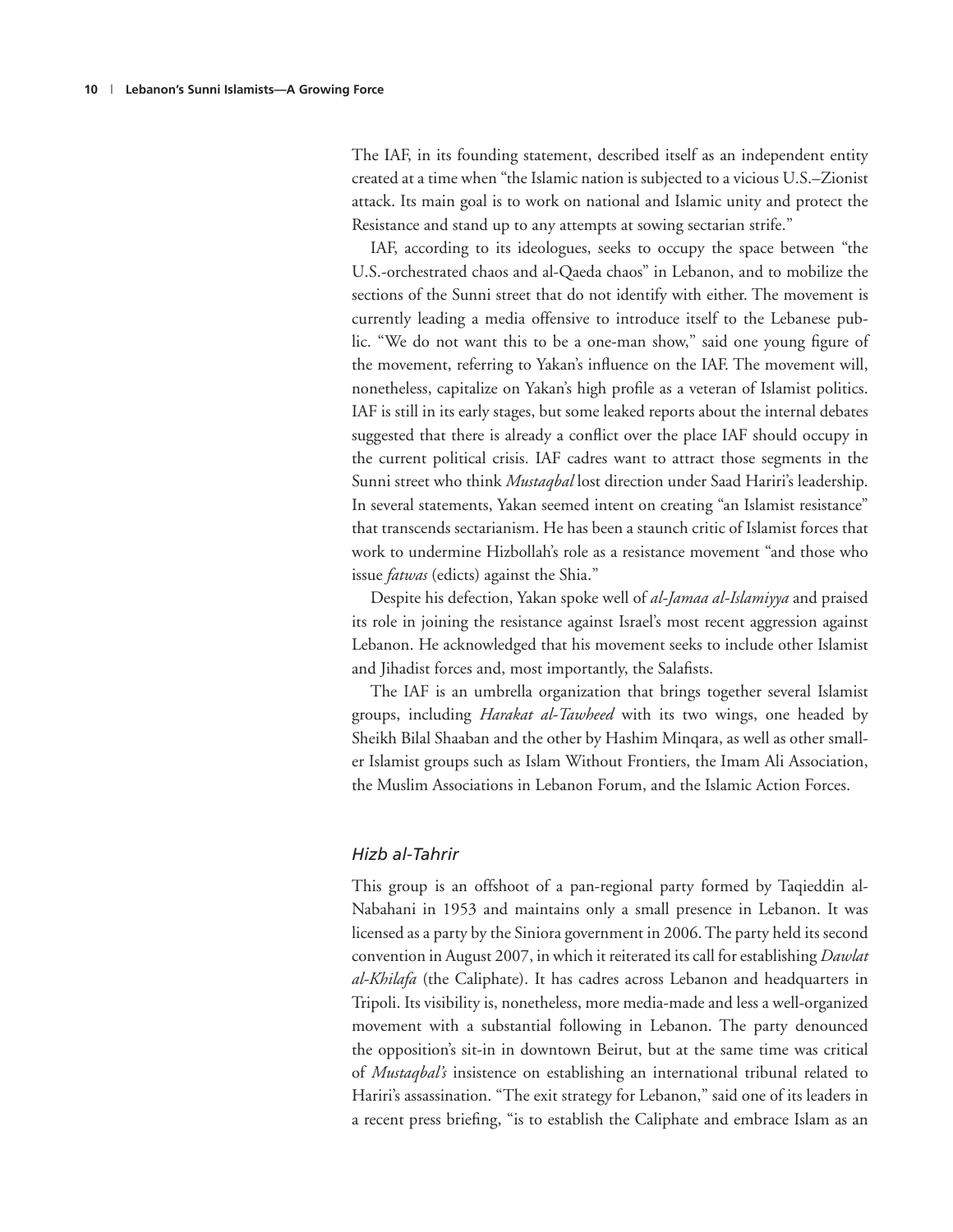The IAF, in its founding statement, described itself as an independent entity created at a time when "the Islamic nation is subjected to a vicious U.S.–Zionist attack. Its main goal is to work on national and Islamic unity and protect the Resistance and stand up to any attempts at sowing sectarian strife."

IAF, according to its ideologues, seeks to occupy the space between "the U.S.-orchestrated chaos and al-Qaeda chaos" in Lebanon, and to mobilize the sections of the Sunni street that do not identify with either. The movement is currently leading a media offensive to introduce itself to the Lebanese public. "We do not want this to be a one-man show," said one young figure of the movement, referring to Yakan's influence on the IAF. The movement will, nonetheless, capitalize on Yakan's high profile as a veteran of Islamist politics. IAF is still in its early stages, but some leaked reports about the internal debates suggested that there is already a conflict over the place IAF should occupy in the current political crisis. IAF cadres want to attract those segments in the Sunni street who think *Mustaqbal* lost direction under Saad Hariri's leadership. In several statements, Yakan seemed intent on creating "an Islamist resistance" that transcends sectarianism. He has been a staunch critic of Islamist forces that work to undermine Hizbollah's role as a resistance movement "and those who issue *fatwas* (edicts) against the Shia."

Despite his defection, Yakan spoke well of *al-Jamaa al-Islamiyya* and praised its role in joining the resistance against Israel's most recent aggression against Lebanon. He acknowledged that his movement seeks to include other Islamist and Jihadist forces and, most importantly, the Salafists.

The IAF is an umbrella organization that brings together several Islamist groups, including *Harakat al-Tawheed* with its two wings, one headed by Sheikh Bilal Shaaban and the other by Hashim Minqara, as well as other smaller Islamist groups such as Islam Without Frontiers, the Imam Ali Association, the Muslim Associations in Lebanon Forum, and the Islamic Action Forces.

### *Hizb al-Tahrir*

This group is an offshoot of a pan-regional party formed by Taqieddin al-Nabahani in 1953 and maintains only a small presence in Lebanon. It was licensed as a party by the Siniora government in 2006. The party held its second convention in August 2007, in which it reiterated its call for establishing *Dawlat al-Khilafa* (the Caliphate). It has cadres across Lebanon and headquarters in Tripoli. Its visibility is, nonetheless, more media-made and less a well-organized movement with a substantial following in Lebanon. The party denounced the opposition's sit-in in downtown Beirut, but at the same time was critical of *Mustaqbal's* insistence on establishing an international tribunal related to Hariri's assassination. "The exit strategy for Lebanon," said one of its leaders in a recent press briefing, "is to establish the Caliphate and embrace Islam as an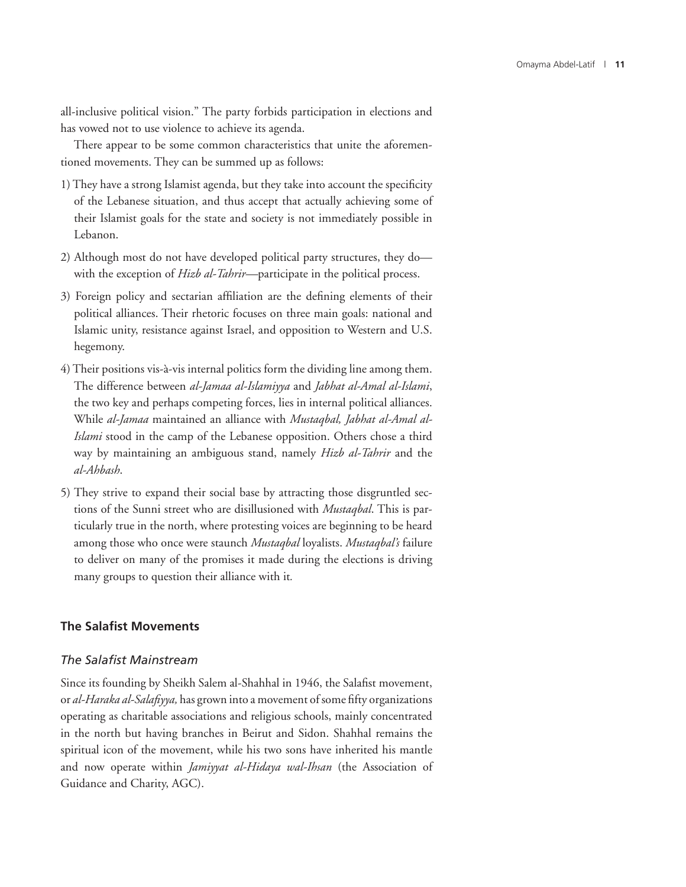all-inclusive political vision." The party forbids participation in elections and has vowed not to use violence to achieve its agenda.

There appear to be some common characteristics that unite the aforementioned movements. They can be summed up as follows:

1) They have a strong Islamist agenda, but they take into account the specificity of the Lebanese situation, and thus accept that actually achieving some of their Islamist goals for the state and society is not immediately possible in Lebanon.
2) Although most do not have developed political party structures, they do—with the exception of *Hizb al-Tahrir*—participate in the political process.
3) Foreign policy and sectarian affiliation are the defining elements of their political alliances. Their rhetoric focuses on three main goals: national and Islamic unity, resistance against Israel, and opposition to Western and U.S. hegemony.
4) Their positions vis-à-vis internal politics form the dividing line among them. The difference between *al-Jamaa al-Islamiyya* and *Jabhat al-Amal al-Islami*, the two key and perhaps competing forces, lies in internal political alliances. While *al-Jamaa* maintained an alliance with *Mustaqbal, Jabhat al-Amal al-Islami* stood in the camp of the Lebanese opposition. Others chose a third way by maintaining an ambiguous stand, namely *Hizb al-Tahrir* and the *al-Ahbash*.
5) They strive to expand their social base by attracting those disgruntled sections of the Sunni street who are disillusioned with *Mustaqbal*. This is particularly true in the north, where protesting voices are beginning to be heard among those who once were staunch *Mustaqbal* loyalists. *Mustaqbal's* failure to deliver on many of the promises it made during the elections is driving many groups to question their alliance with it.

## The Salafist Movements

### *The Salafist Mainstream*

Since its founding by Sheikh Salem al-Shahhal in 1946, the Salafist movement, or *al-Haraka al-Salafiyya,* has grown into a movement of some fifty organizations operating as charitable associations and religious schools, mainly concentrated in the north but having branches in Beirut and Sidon. Shahhal remains the spiritual icon of the movement, while his two sons have inherited his mantle and now operate within *Jamiyyat al-Hidaya wal-Ihsan* (the Association of Guidance and Charity, AGC).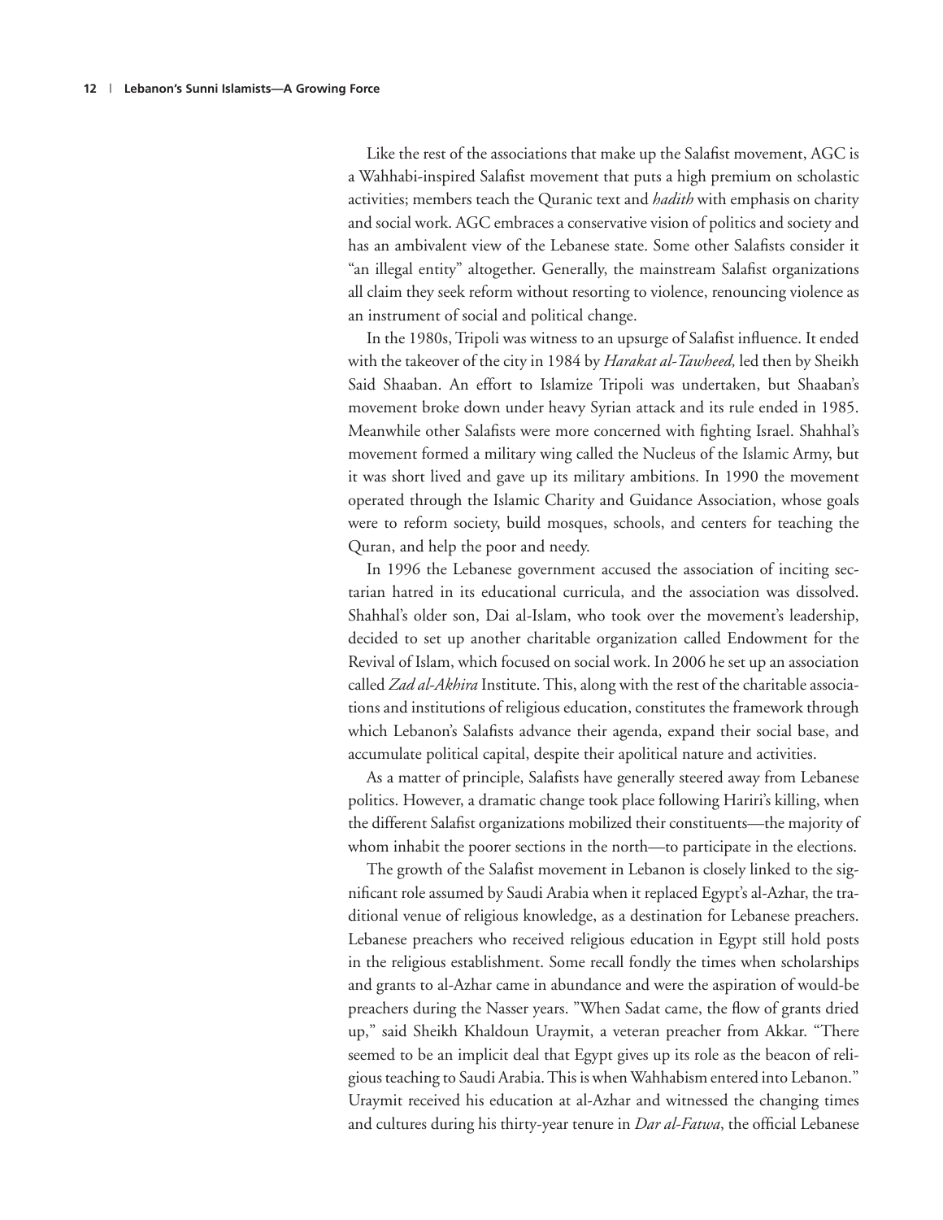Like the rest of the associations that make up the Salafist movement, AGC is a Wahhabi-inspired Salafist movement that puts a high premium on scholastic activities; members teach the Quranic text and *hadith* with emphasis on charity and social work. AGC embraces a conservative vision of politics and society and has an ambivalent view of the Lebanese state. Some other Salafists consider it "an illegal entity" altogether. Generally, the mainstream Salafist organizations all claim they seek reform without resorting to violence, renouncing violence as an instrument of social and political change.

In the 1980s, Tripoli was witness to an upsurge of Salafist influence. It ended with the takeover of the city in 1984 by *Harakat al-Tawheed,* led then by Sheikh Said Shaaban. An effort to Islamize Tripoli was undertaken, but Shaaban's movement broke down under heavy Syrian attack and its rule ended in 1985. Meanwhile other Salafists were more concerned with fighting Israel. Shahhal's movement formed a military wing called the Nucleus of the Islamic Army, but it was short lived and gave up its military ambitions. In 1990 the movement operated through the Islamic Charity and Guidance Association, whose goals were to reform society, build mosques, schools, and centers for teaching the Quran, and help the poor and needy.

In 1996 the Lebanese government accused the association of inciting sectarian hatred in its educational curricula, and the association was dissolved. Shahhal's older son, Dai al-Islam, who took over the movement's leadership, decided to set up another charitable organization called Endowment for the Revival of Islam, which focused on social work. In 2006 he set up an association called *Zad al-Akhira* Institute. This, along with the rest of the charitable associations and institutions of religious education, constitutes the framework through which Lebanon's Salafists advance their agenda, expand their social base, and accumulate political capital, despite their apolitical nature and activities.

As a matter of principle, Salafists have generally steered away from Lebanese politics. However, a dramatic change took place following Hariri's killing, when the different Salafist organizations mobilized their constituents—the majority of whom inhabit the poorer sections in the north—to participate in the elections.

The growth of the Salafist movement in Lebanon is closely linked to the significant role assumed by Saudi Arabia when it replaced Egypt's al-Azhar, the traditional venue of religious knowledge, as a destination for Lebanese preachers. Lebanese preachers who received religious education in Egypt still hold posts in the religious establishment. Some recall fondly the times when scholarships and grants to al-Azhar came in abundance and were the aspiration of would-be preachers during the Nasser years. "When Sadat came, the flow of grants dried up," said Sheikh Khaldoun Uraymit, a veteran preacher from Akkar. "There seemed to be an implicit deal that Egypt gives up its role as the beacon of religious teaching to Saudi Arabia. This is when Wahhabism entered into Lebanon." Uraymit received his education at al-Azhar and witnessed the changing times and cultures during his thirty-year tenure in *Dar al-Fatwa*, the official Lebanese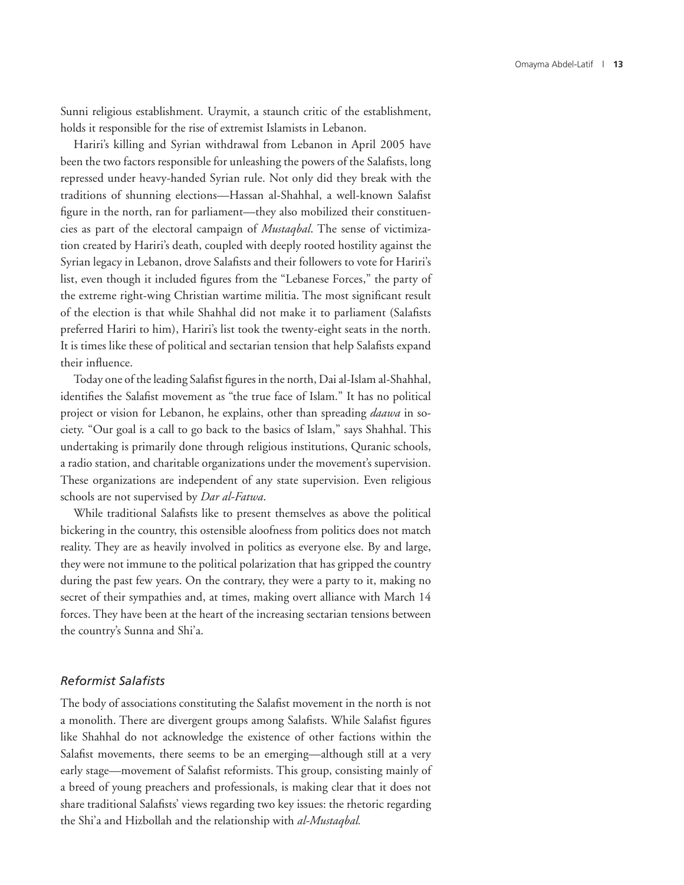Sunni religious establishment. Uraymit, a staunch critic of the establishment, holds it responsible for the rise of extremist Islamists in Lebanon.

Hariri's killing and Syrian withdrawal from Lebanon in April 2005 have been the two factors responsible for unleashing the powers of the Salafists, long repressed under heavy-handed Syrian rule. Not only did they break with the traditions of shunning elections—Hassan al-Shahhal, a well-known Salafist figure in the north, ran for parliament—they also mobilized their constituencies as part of the electoral campaign of *Mustaqbal*. The sense of victimization created by Hariri's death, coupled with deeply rooted hostility against the Syrian legacy in Lebanon, drove Salafists and their followers to vote for Hariri's list, even though it included figures from the "Lebanese Forces," the party of the extreme right-wing Christian wartime militia. The most significant result of the election is that while Shahhal did not make it to parliament (Salafists preferred Hariri to him), Hariri's list took the twenty-eight seats in the north. It is times like these of political and sectarian tension that help Salafists expand their influence.

Today one of the leading Salafist figures in the north, Dai al-Islam al-Shahhal, identifies the Salafist movement as "the true face of Islam." It has no political project or vision for Lebanon, he explains, other than spreading *daawa* in society. "Our goal is a call to go back to the basics of Islam," says Shahhal. This undertaking is primarily done through religious institutions, Quranic schools, a radio station, and charitable organizations under the movement's supervision. These organizations are independent of any state supervision. Even religious schools are not supervised by *Dar al-Fatwa*.

While traditional Salafists like to present themselves as above the political bickering in the country, this ostensible aloofness from politics does not match reality. They are as heavily involved in politics as everyone else. By and large, they were not immune to the political polarization that has gripped the country during the past few years. On the contrary, they were a party to it, making no secret of their sympathies and, at times, making overt alliance with March 14 forces. They have been at the heart of the increasing sectarian tensions between the country's Sunna and Shi'a.

### *Reformist Salafists*

The body of associations constituting the Salafist movement in the north is not a monolith. There are divergent groups among Salafists. While Salafist figures like Shahhal do not acknowledge the existence of other factions within the Salafist movements, there seems to be an emerging—although still at a very early stage—movement of Salafist reformists. This group, consisting mainly of a breed of young preachers and professionals, is making clear that it does not share traditional Salafists' views regarding two key issues: the rhetoric regarding the Shi'a and Hizbollah and the relationship with *al-Mustaqbal.*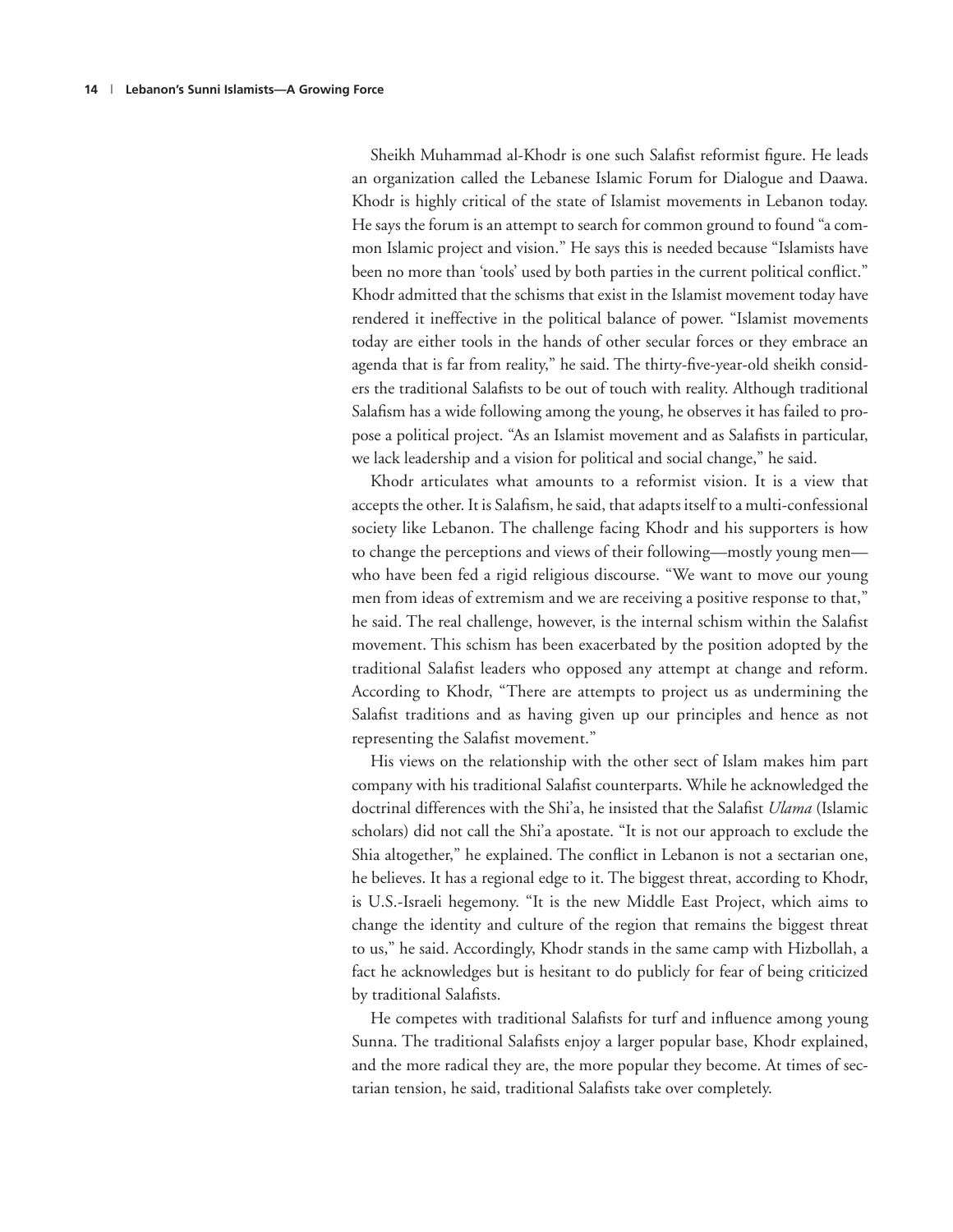Sheikh Muhammad al-Khodr is one such Salafist reformist figure. He leads an organization called the Lebanese Islamic Forum for Dialogue and Daawa. Khodr is highly critical of the state of Islamist movements in Lebanon today. He says the forum is an attempt to search for common ground to found "a common Islamic project and vision." He says this is needed because "Islamists have been no more than 'tools' used by both parties in the current political conflict." Khodr admitted that the schisms that exist in the Islamist movement today have rendered it ineffective in the political balance of power. "Islamist movements today are either tools in the hands of other secular forces or they embrace an agenda that is far from reality," he said. The thirty-five-year-old sheikh considers the traditional Salafists to be out of touch with reality. Although traditional Salafism has a wide following among the young, he observes it has failed to propose a political project. "As an Islamist movement and as Salafists in particular, we lack leadership and a vision for political and social change," he said.

Khodr articulates what amounts to a reformist vision. It is a view that accepts the other. It is Salafism, he said, that adapts itself to a multi-confessional society like Lebanon. The challenge facing Khodr and his supporters is how to change the perceptions and views of their following—mostly young men—who have been fed a rigid religious discourse. "We want to move our young men from ideas of extremism and we are receiving a positive response to that," he said. The real challenge, however, is the internal schism within the Salafist movement. This schism has been exacerbated by the position adopted by the traditional Salafist leaders who opposed any attempt at change and reform. According to Khodr, "There are attempts to project us as undermining the Salafist traditions and as having given up our principles and hence as not representing the Salafist movement."

His views on the relationship with the other sect of Islam makes him part company with his traditional Salafist counterparts. While he acknowledged the doctrinal differences with the Shi'a, he insisted that the Salafist *Ulama* (Islamic scholars) did not call the Shi'a apostate. "It is not our approach to exclude the Shia altogether," he explained. The conflict in Lebanon is not a sectarian one, he believes. It has a regional edge to it. The biggest threat, according to Khodr, is U.S.-Israeli hegemony. "It is the new Middle East Project, which aims to change the identity and culture of the region that remains the biggest threat to us," he said. Accordingly, Khodr stands in the same camp with Hizbollah, a fact he acknowledges but is hesitant to do publicly for fear of being criticized by traditional Salafists.

He competes with traditional Salafists for turf and influence among young Sunna. The traditional Salafists enjoy a larger popular base, Khodr explained, and the more radical they are, the more popular they become. At times of sectarian tension, he said, traditional Salafists take over completely.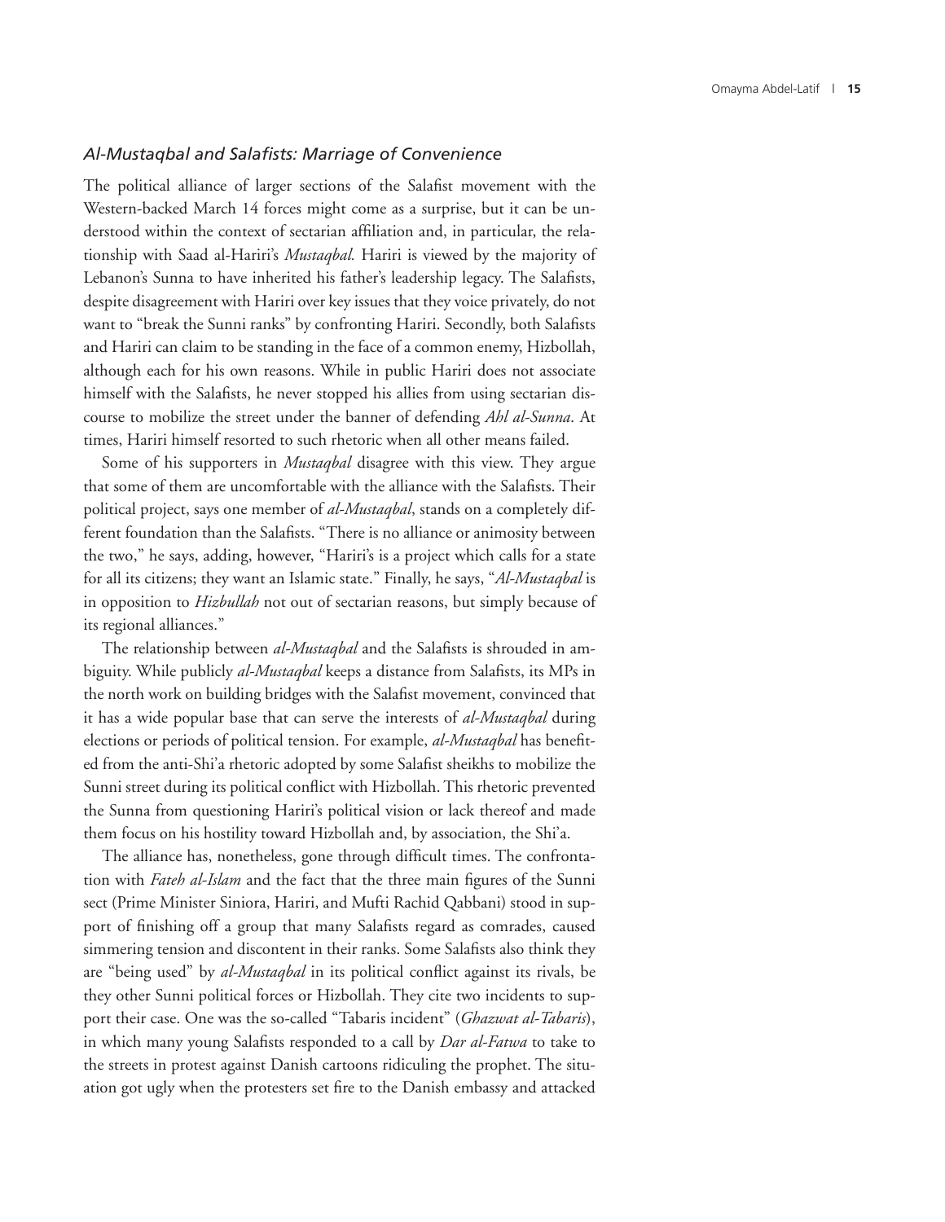### *Al-Mustaqbal and Salafists: Marriage of Convenience*

The political alliance of larger sections of the Salafist movement with the Western-backed March 14 forces might come as a surprise, but it can be understood within the context of sectarian affiliation and, in particular, the relationship with Saad al-Hariri's *Mustaqbal.* Hariri is viewed by the majority of Lebanon's Sunna to have inherited his father's leadership legacy. The Salafists, despite disagreement with Hariri over key issues that they voice privately, do not want to "break the Sunni ranks" by confronting Hariri. Secondly, both Salafists and Hariri can claim to be standing in the face of a common enemy, Hizbollah, although each for his own reasons. While in public Hariri does not associate himself with the Salafists, he never stopped his allies from using sectarian discourse to mobilize the street under the banner of defending *Ahl al-Sunna*. At times, Hariri himself resorted to such rhetoric when all other means failed.

Some of his supporters in *Mustaqbal* disagree with this view. They argue that some of them are uncomfortable with the alliance with the Salafists. Their political project, says one member of *al-Mustaqbal*, stands on a completely different foundation than the Salafists. "There is no alliance or animosity between the two," he says, adding, however, "Hariri's is a project which calls for a state for all its citizens; they want an Islamic state." Finally, he says, "*Al-Mustaqbal* is in opposition to *Hizbullah* not out of sectarian reasons, but simply because of its regional alliances."

The relationship between *al-Mustaqbal* and the Salafists is shrouded in ambiguity. While publicly *al-Mustaqbal* keeps a distance from Salafists, its MPs in the north work on building bridges with the Salafist movement, convinced that it has a wide popular base that can serve the interests of *al-Mustaqbal* during elections or periods of political tension. For example, *al-Mustaqbal* has benefited from the anti-Shi'a rhetoric adopted by some Salafist sheikhs to mobilize the Sunni street during its political conflict with Hizbollah. This rhetoric prevented the Sunna from questioning Hariri's political vision or lack thereof and made them focus on his hostility toward Hizbollah and, by association, the Shi'a.

The alliance has, nonetheless, gone through difficult times. The confrontation with *Fateh al-Islam* and the fact that the three main figures of the Sunni sect (Prime Minister Siniora, Hariri, and Mufti Rachid Qabbani) stood in support of finishing off a group that many Salafists regard as comrades, caused simmering tension and discontent in their ranks. Some Salafists also think they are "being used" by *al-Mustaqbal* in its political conflict against its rivals, be they other Sunni political forces or Hizbollah. They cite two incidents to support their case. One was the so-called "Tabaris incident" (*Ghazwat al-Tabaris*), in which many young Salafists responded to a call by *Dar al-Fatwa* to take to the streets in protest against Danish cartoons ridiculing the prophet. The situation got ugly when the protesters set fire to the Danish embassy and attacked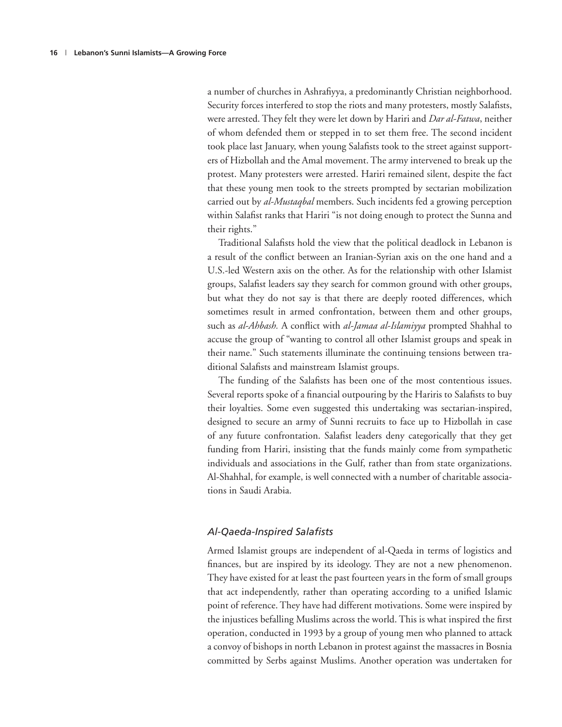a number of churches in Ashrafiyya, a predominantly Christian neighborhood. Security forces interfered to stop the riots and many protesters, mostly Salafists, were arrested. They felt they were let down by Hariri and *Dar al-Fatwa*, neither of whom defended them or stepped in to set them free. The second incident took place last January, when young Salafists took to the street against supporters of Hizbollah and the Amal movement. The army intervened to break up the protest. Many protesters were arrested. Hariri remained silent, despite the fact that these young men took to the streets prompted by sectarian mobilization carried out by *al-Mustaqbal* members. Such incidents fed a growing perception within Salafist ranks that Hariri "is not doing enough to protect the Sunna and their rights."

Traditional Salafists hold the view that the political deadlock in Lebanon is a result of the conflict between an Iranian-Syrian axis on the one hand and a U.S.-led Western axis on the other. As for the relationship with other Islamist groups, Salafist leaders say they search for common ground with other groups, but what they do not say is that there are deeply rooted differences, which sometimes result in armed confrontation, between them and other groups, such as *al-Ahbash.* A conflict with *al-Jamaa al-Islamiyya* prompted Shahhal to accuse the group of "wanting to control all other Islamist groups and speak in their name." Such statements illuminate the continuing tensions between traditional Salafists and mainstream Islamist groups.

The funding of the Salafists has been one of the most contentious issues. Several reports spoke of a financial outpouring by the Hariris to Salafists to buy their loyalties. Some even suggested this undertaking was sectarian-inspired, designed to secure an army of Sunni recruits to face up to Hizbollah in case of any future confrontation. Salafist leaders deny categorically that they get funding from Hariri, insisting that the funds mainly come from sympathetic individuals and associations in the Gulf, rather than from state organizations. Al-Shahhal, for example, is well connected with a number of charitable associations in Saudi Arabia.

### *Al-Qaeda-Inspired Salafists*

Armed Islamist groups are independent of al-Qaeda in terms of logistics and finances, but are inspired by its ideology. They are not a new phenomenon. They have existed for at least the past fourteen years in the form of small groups that act independently, rather than operating according to a unified Islamic point of reference. They have had different motivations. Some were inspired by the injustices befalling Muslims across the world. This is what inspired the first operation, conducted in 1993 by a group of young men who planned to attack a convoy of bishops in north Lebanon in protest against the massacres in Bosnia committed by Serbs against Muslims. Another operation was undertaken for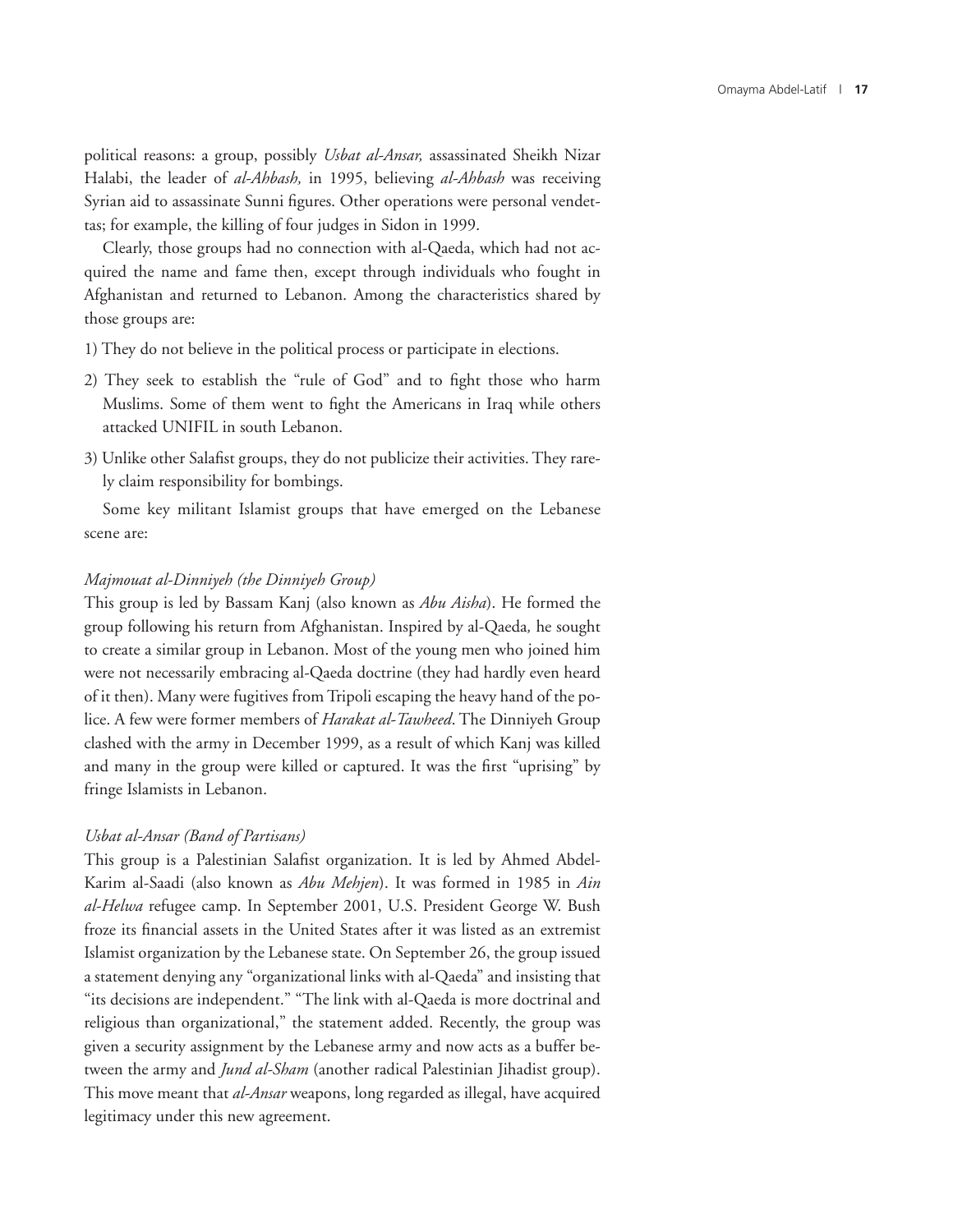political reasons: a group, possibly *Usbat al-Ansar,* assassinated Sheikh Nizar Halabi, the leader of *al-Ahbash,* in 1995, believing *al-Ahbash* was receiving Syrian aid to assassinate Sunni figures. Other operations were personal vendettas; for example, the killing of four judges in Sidon in 1999.

Clearly, those groups had no connection with al-Qaeda, which had not acquired the name and fame then, except through individuals who fought in Afghanistan and returned to Lebanon. Among the characteristics shared by those groups are:

1) They do not believe in the political process or participate in elections.
2) They seek to establish the "rule of God" and to fight those who harm Muslims. Some of them went to fight the Americans in Iraq while others attacked UNIFIL in south Lebanon.
3) Unlike other Salafist groups, they do not publicize their activities. They rarely claim responsibility for bombings.

Some key militant Islamist groups that have emerged on the Lebanese scene are:

*Majmouat al-Dinniyeh (the Dinniyeh Group)*

This group is led by Bassam Kanj (also known as *Abu Aisha*). He formed the group following his return from Afghanistan. Inspired by al-Qaeda, he sought to create a similar group in Lebanon. Most of the young men who joined him were not necessarily embracing al-Qaeda doctrine (they had hardly even heard of it then). Many were fugitives from Tripoli escaping the heavy hand of the police. A few were former members of *Harakat al-Tawheed*. The Dinniyeh Group clashed with the army in December 1999, as a result of which Kanj was killed and many in the group were killed or captured. It was the first "uprising" by fringe Islamists in Lebanon.

*Usbat al-Ansar (Band of Partisans)*

This group is a Palestinian Salafist organization. It is led by Ahmed Abdel-Karim al-Saadi (also known as *Abu Mehjen*). It was formed in 1985 in *Ain al-Helwa* refugee camp. In September 2001, U.S. President George W. Bush froze its financial assets in the United States after it was listed as an extremist Islamist organization by the Lebanese state. On September 26, the group issued a statement denying any "organizational links with al-Qaeda" and insisting that "its decisions are independent." "The link with al-Qaeda is more doctrinal and religious than organizational," the statement added. Recently, the group was given a security assignment by the Lebanese army and now acts as a buffer between the army and *Jund al-Sham* (another radical Palestinian Jihadist group). This move meant that *al-Ansar* weapons, long regarded as illegal, have acquired legitimacy under this new agreement.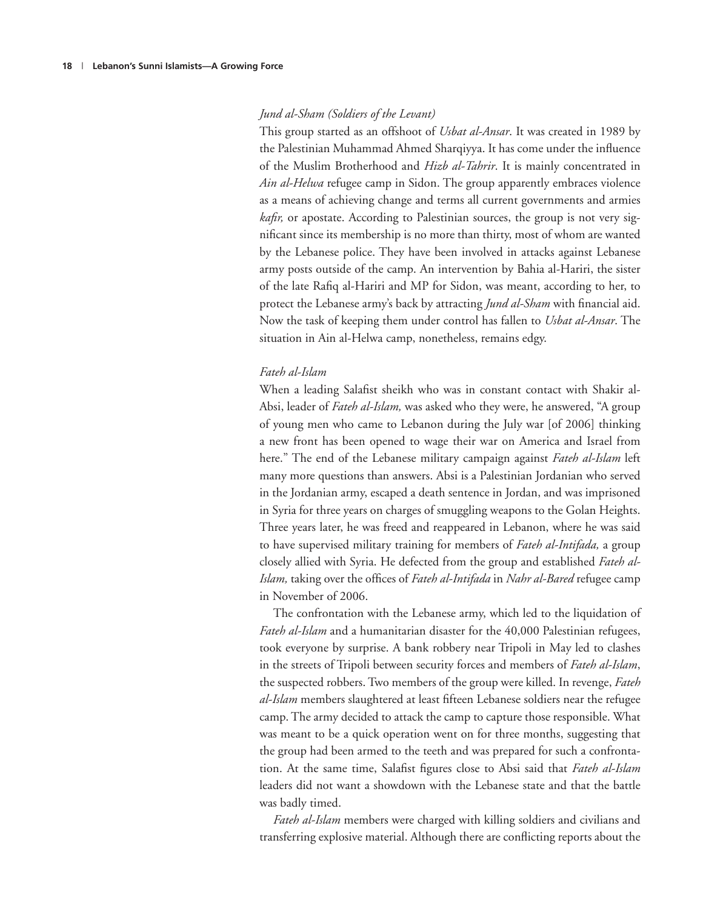### *Jund al-Sham (Soldiers of the Levant)*

This group started as an offshoot of *Usbat al-Ansar*. It was created in 1989 by the Palestinian Muhammad Ahmed Sharqiyya. It has come under the influence of the Muslim Brotherhood and *Hizb al-Tahrir*. It is mainly concentrated in *Ain al-Helwa* refugee camp in Sidon. The group apparently embraces violence as a means of achieving change and terms all current governments and armies *kafir,* or apostate. According to Palestinian sources, the group is not very significant since its membership is no more than thirty, most of whom are wanted by the Lebanese police. They have been involved in attacks against Lebanese army posts outside of the camp. An intervention by Bahia al-Hariri, the sister of the late Rafiq al-Hariri and MP for Sidon, was meant, according to her, to protect the Lebanese army's back by attracting *Jund al-Sham* with financial aid. Now the task of keeping them under control has fallen to *Usbat al-Ansar*. The situation in Ain al-Helwa camp, nonetheless, remains edgy.

### *Fateh al-Islam*

When a leading Salafist sheikh who was in constant contact with Shakir al-Absi, leader of *Fateh al-Islam,* was asked who they were, he answered, "A group of young men who came to Lebanon during the July war [of 2006] thinking a new front has been opened to wage their war on America and Israel from here." The end of the Lebanese military campaign against *Fateh al-Islam* left many more questions than answers. Absi is a Palestinian Jordanian who served in the Jordanian army, escaped a death sentence in Jordan, and was imprisoned in Syria for three years on charges of smuggling weapons to the Golan Heights. Three years later, he was freed and reappeared in Lebanon, where he was said to have supervised military training for members of *Fateh al-Intifada,* a group closely allied with Syria. He defected from the group and established *Fateh al-Islam,* taking over the offices of *Fateh al-Intifada* in *Nahr al-Bared* refugee camp in November of 2006.

The confrontation with the Lebanese army, which led to the liquidation of *Fateh al-Islam* and a humanitarian disaster for the 40,000 Palestinian refugees, took everyone by surprise. A bank robbery near Tripoli in May led to clashes in the streets of Tripoli between security forces and members of *Fateh al-Islam*, the suspected robbers. Two members of the group were killed. In revenge, *Fateh al-Islam* members slaughtered at least fifteen Lebanese soldiers near the refugee camp. The army decided to attack the camp to capture those responsible. What was meant to be a quick operation went on for three months, suggesting that the group had been armed to the teeth and was prepared for such a confrontation. At the same time, Salafist figures close to Absi said that *Fateh al-Islam* leaders did not want a showdown with the Lebanese state and that the battle was badly timed.

*Fateh al-Islam* members were charged with killing soldiers and civilians and transferring explosive material. Although there are conflicting reports about the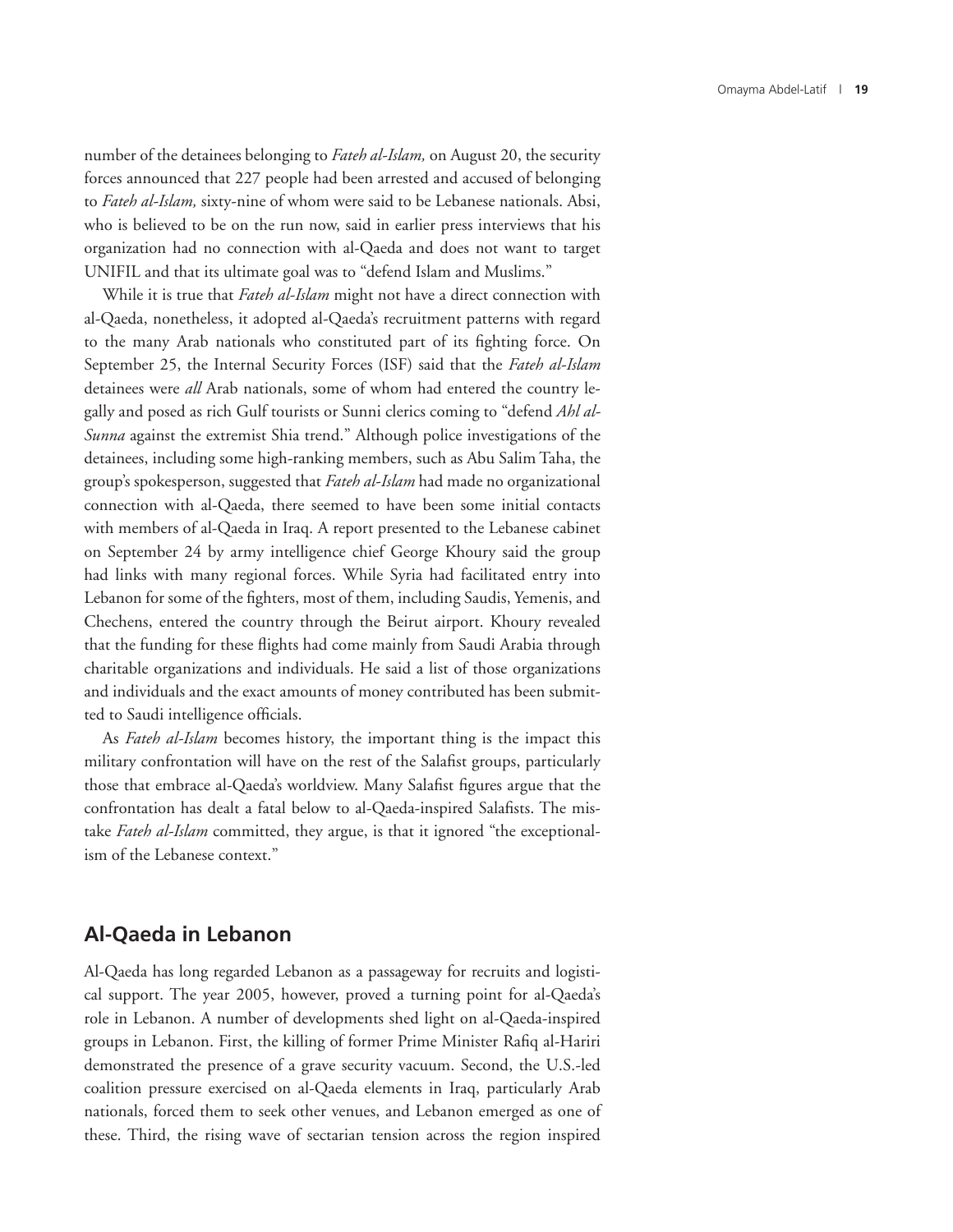number of the detainees belonging to *Fateh al-Islam,* on August 20, the security forces announced that 227 people had been arrested and accused of belonging to *Fateh al-Islam,* sixty-nine of whom were said to be Lebanese nationals. Absi, who is believed to be on the run now, said in earlier press interviews that his organization had no connection with al-Qaeda and does not want to target UNIFIL and that its ultimate goal was to "defend Islam and Muslims."

While it is true that *Fateh al-Islam* might not have a direct connection with al-Qaeda, nonetheless, it adopted al-Qaeda's recruitment patterns with regard to the many Arab nationals who constituted part of its fighting force. On September 25, the Internal Security Forces (ISF) said that the *Fateh al-Islam* detainees were *all* Arab nationals, some of whom had entered the country legally and posed as rich Gulf tourists or Sunni clerics coming to "defend *Ahl al-Sunna* against the extremist Shia trend." Although police investigations of the detainees, including some high-ranking members, such as Abu Salim Taha, the group's spokesperson, suggested that *Fateh al-Islam* had made no organizational connection with al-Qaeda, there seemed to have been some initial contacts with members of al-Qaeda in Iraq. A report presented to the Lebanese cabinet on September 24 by army intelligence chief George Khoury said the group had links with many regional forces. While Syria had facilitated entry into Lebanon for some of the fighters, most of them, including Saudis, Yemenis, and Chechens, entered the country through the Beirut airport. Khoury revealed that the funding for these flights had come mainly from Saudi Arabia through charitable organizations and individuals. He said a list of those organizations and individuals and the exact amounts of money contributed has been submitted to Saudi intelligence officials.

As *Fateh al-Islam* becomes history, the important thing is the impact this military confrontation will have on the rest of the Salafist groups, particularly those that embrace al-Qaeda's worldview. Many Salafist figures argue that the confrontation has dealt a fatal below to al-Qaeda-inspired Salafists. The mistake *Fateh al-Islam* committed, they argue, is that it ignored "the exceptionalism of the Lebanese context."

## Al-Qaeda in Lebanon

Al-Qaeda has long regarded Lebanon as a passageway for recruits and logistical support. The year 2005, however, proved a turning point for al-Qaeda's role in Lebanon. A number of developments shed light on al-Qaeda-inspired groups in Lebanon. First, the killing of former Prime Minister Rafiq al-Hariri demonstrated the presence of a grave security vacuum. Second, the U.S.-led coalition pressure exercised on al-Qaeda elements in Iraq, particularly Arab nationals, forced them to seek other venues, and Lebanon emerged as one of these. Third, the rising wave of sectarian tension across the region inspired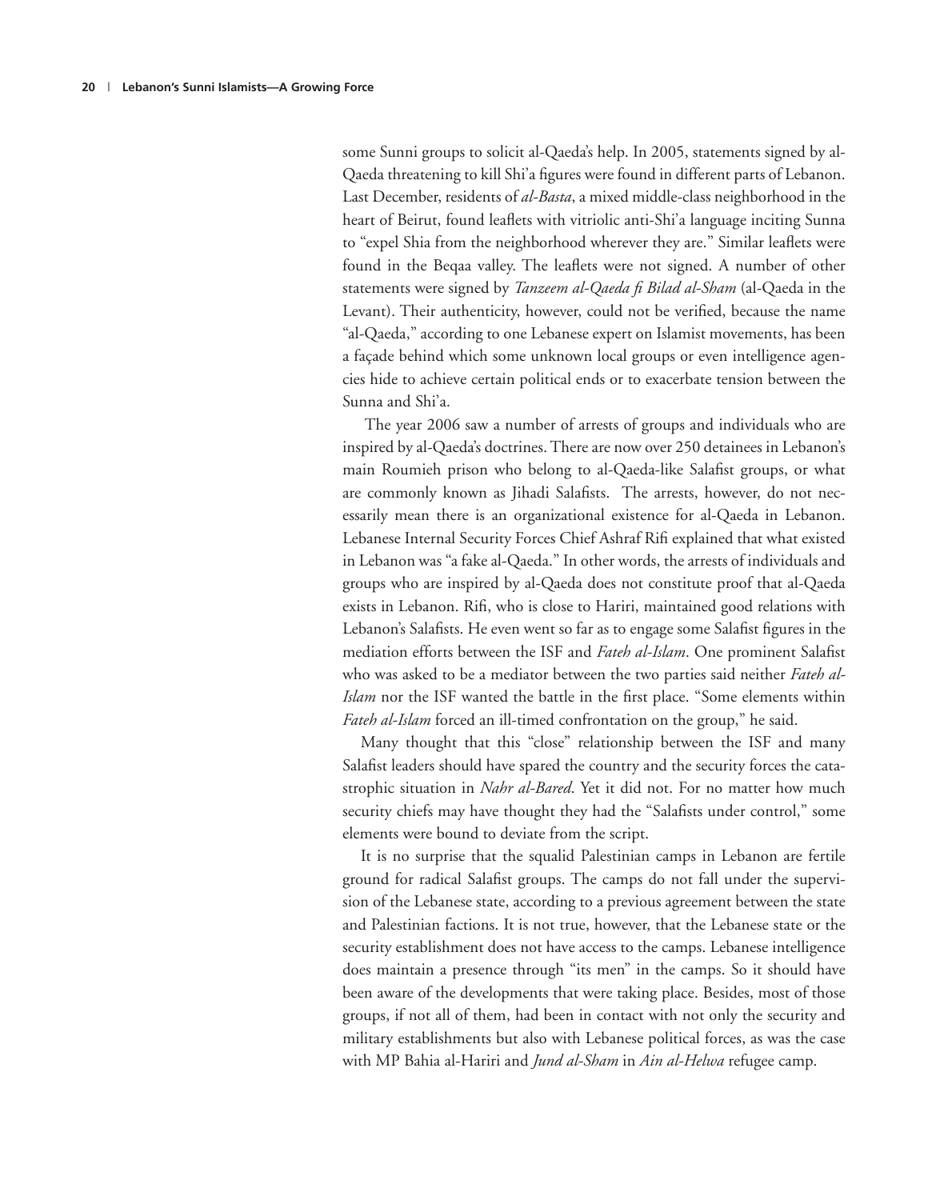some Sunni groups to solicit al-Qaeda's help. In 2005, statements signed by al-Qaeda threatening to kill Shi'a figures were found in different parts of Lebanon. Last December, residents of *al-Basta*, a mixed middle-class neighborhood in the heart of Beirut, found leaflets with vitriolic anti-Shi'a language inciting Sunna to "expel Shia from the neighborhood wherever they are." Similar leaflets were found in the Beqaa valley. The leaflets were not signed. A number of other statements were signed by *Tanzeem al-Qaeda fi Bilad al-Sham* (al-Qaeda in the Levant). Their authenticity, however, could not be verified, because the name "al-Qaeda," according to one Lebanese expert on Islamist movements, has been a façade behind which some unknown local groups or even intelligence agencies hide to achieve certain political ends or to exacerbate tension between the Sunna and Shi'a.

The year 2006 saw a number of arrests of groups and individuals who are inspired by al-Qaeda's doctrines. There are now over 250 detainees in Lebanon's main Roumieh prison who belong to al-Qaeda-like Salafist groups, or what are commonly known as Jihadi Salafists. The arrests, however, do not necessarily mean there is an organizational existence for al-Qaeda in Lebanon. Lebanese Internal Security Forces Chief Ashraf Rifi explained that what existed in Lebanon was "a fake al-Qaeda." In other words, the arrests of individuals and groups who are inspired by al-Qaeda does not constitute proof that al-Qaeda exists in Lebanon. Rifi, who is close to Hariri, maintained good relations with Lebanon's Salafists. He even went so far as to engage some Salafist figures in the mediation efforts between the ISF and *Fateh al-Islam*. One prominent Salafist who was asked to be a mediator between the two parties said neither *Fateh al-Islam* nor the ISF wanted the battle in the first place. "Some elements within *Fateh al-Islam* forced an ill-timed confrontation on the group," he said.

Many thought that this "close" relationship between the ISF and many Salafist leaders should have spared the country and the security forces the catastrophic situation in *Nahr al-Bared*. Yet it did not. For no matter how much security chiefs may have thought they had the "Salafists under control," some elements were bound to deviate from the script.

It is no surprise that the squalid Palestinian camps in Lebanon are fertile ground for radical Salafist groups. The camps do not fall under the supervision of the Lebanese state, according to a previous agreement between the state and Palestinian factions. It is not true, however, that the Lebanese state or the security establishment does not have access to the camps. Lebanese intelligence does maintain a presence through "its men" in the camps. So it should have been aware of the developments that were taking place. Besides, most of those groups, if not all of them, had been in contact with not only the security and military establishments but also with Lebanese political forces, as was the case with MP Bahia al-Hariri and *Jund al-Sham* in *Ain al-Helwa* refugee camp.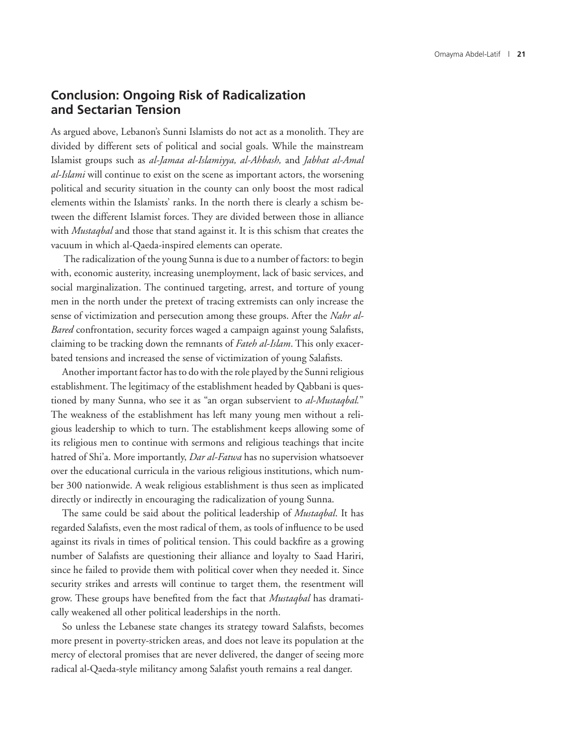## Conclusion: Ongoing Risk of Radicalization and Sectarian Tension

As argued above, Lebanon's Sunni Islamists do not act as a monolith. They are divided by different sets of political and social goals. While the mainstream Islamist groups such as *al-Jamaa al-Islamiyya, al-Ahbash,* and *Jabhat al-Amal al-Islami* will continue to exist on the scene as important actors, the worsening political and security situation in the county can only boost the most radical elements within the Islamists' ranks. In the north there is clearly a schism between the different Islamist forces. They are divided between those in alliance with *Mustaqbal* and those that stand against it. It is this schism that creates the vacuum in which al-Qaeda-inspired elements can operate.

The radicalization of the young Sunna is due to a number of factors: to begin with, economic austerity, increasing unemployment, lack of basic services, and social marginalization. The continued targeting, arrest, and torture of young men in the north under the pretext of tracing extremists can only increase the sense of victimization and persecution among these groups. After the *Nahr al-Bared* confrontation, security forces waged a campaign against young Salafists, claiming to be tracking down the remnants of *Fateh al-Islam*. This only exacerbated tensions and increased the sense of victimization of young Salafists.

Another important factor has to do with the role played by the Sunni religious establishment. The legitimacy of the establishment headed by Qabbani is questioned by many Sunna, who see it as "an organ subservient to *al-Mustaqbal.*" The weakness of the establishment has left many young men without a religious leadership to which to turn. The establishment keeps allowing some of its religious men to continue with sermons and religious teachings that incite hatred of Shi'a. More importantly, *Dar al-Fatwa* has no supervision whatsoever over the educational curricula in the various religious institutions, which number 300 nationwide. A weak religious establishment is thus seen as implicated directly or indirectly in encouraging the radicalization of young Sunna.

The same could be said about the political leadership of *Mustaqbal*. It has regarded Salafists, even the most radical of them, as tools of influence to be used against its rivals in times of political tension. This could backfire as a growing number of Salafists are questioning their alliance and loyalty to Saad Hariri, since he failed to provide them with political cover when they needed it. Since security strikes and arrests will continue to target them, the resentment will grow. These groups have benefited from the fact that *Mustaqbal* has dramatically weakened all other political leaderships in the north.

So unless the Lebanese state changes its strategy toward Salafists, becomes more present in poverty-stricken areas, and does not leave its population at the mercy of electoral promises that are never delivered, the danger of seeing more radical al-Qaeda-style militancy among Salafist youth remains a real danger.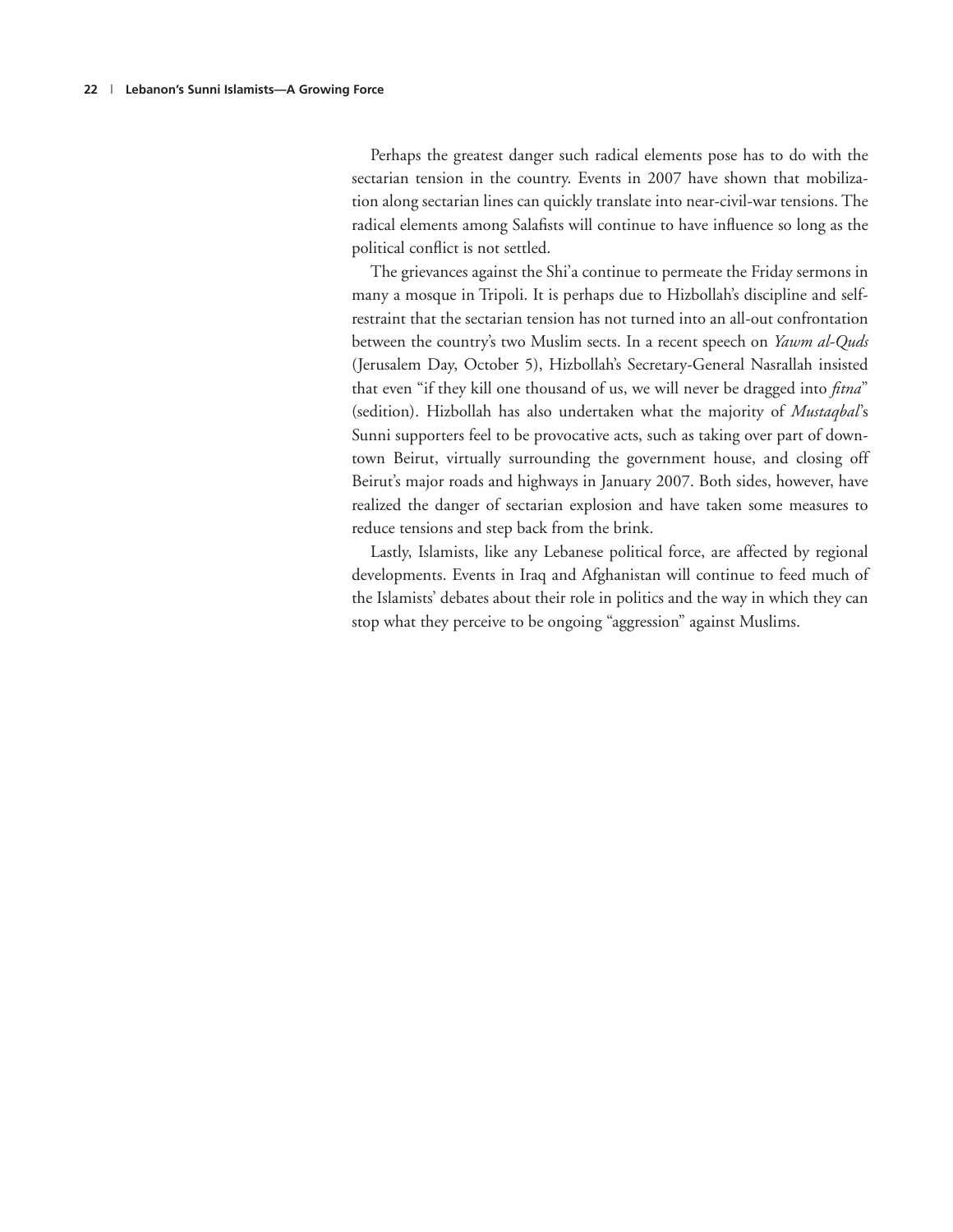Perhaps the greatest danger such radical elements pose has to do with the sectarian tension in the country. Events in 2007 have shown that mobilization along sectarian lines can quickly translate into near-civil-war tensions. The radical elements among Salafists will continue to have influence so long as the political conflict is not settled.

The grievances against the Shi'a continue to permeate the Friday sermons in many a mosque in Tripoli. It is perhaps due to Hizbollah's discipline and self-restraint that the sectarian tension has not turned into an all-out confrontation between the country's two Muslim sects. In a recent speech on *Yawm al-Quds* (Jerusalem Day, October 5), Hizbollah's Secretary-General Nasrallah insisted that even "if they kill one thousand of us, we will never be dragged into *fitna*" (sedition). Hizbollah has also undertaken what the majority of *Mustaqbal*'s Sunni supporters feel to be provocative acts, such as taking over part of downtown Beirut, virtually surrounding the government house, and closing off Beirut's major roads and highways in January 2007. Both sides, however, have realized the danger of sectarian explosion and have taken some measures to reduce tensions and step back from the brink.

Lastly, Islamists, like any Lebanese political force, are affected by regional developments. Events in Iraq and Afghanistan will continue to feed much of the Islamists' debates about their role in politics and the way in which they can stop what they perceive to be ongoing "aggression" against Muslims.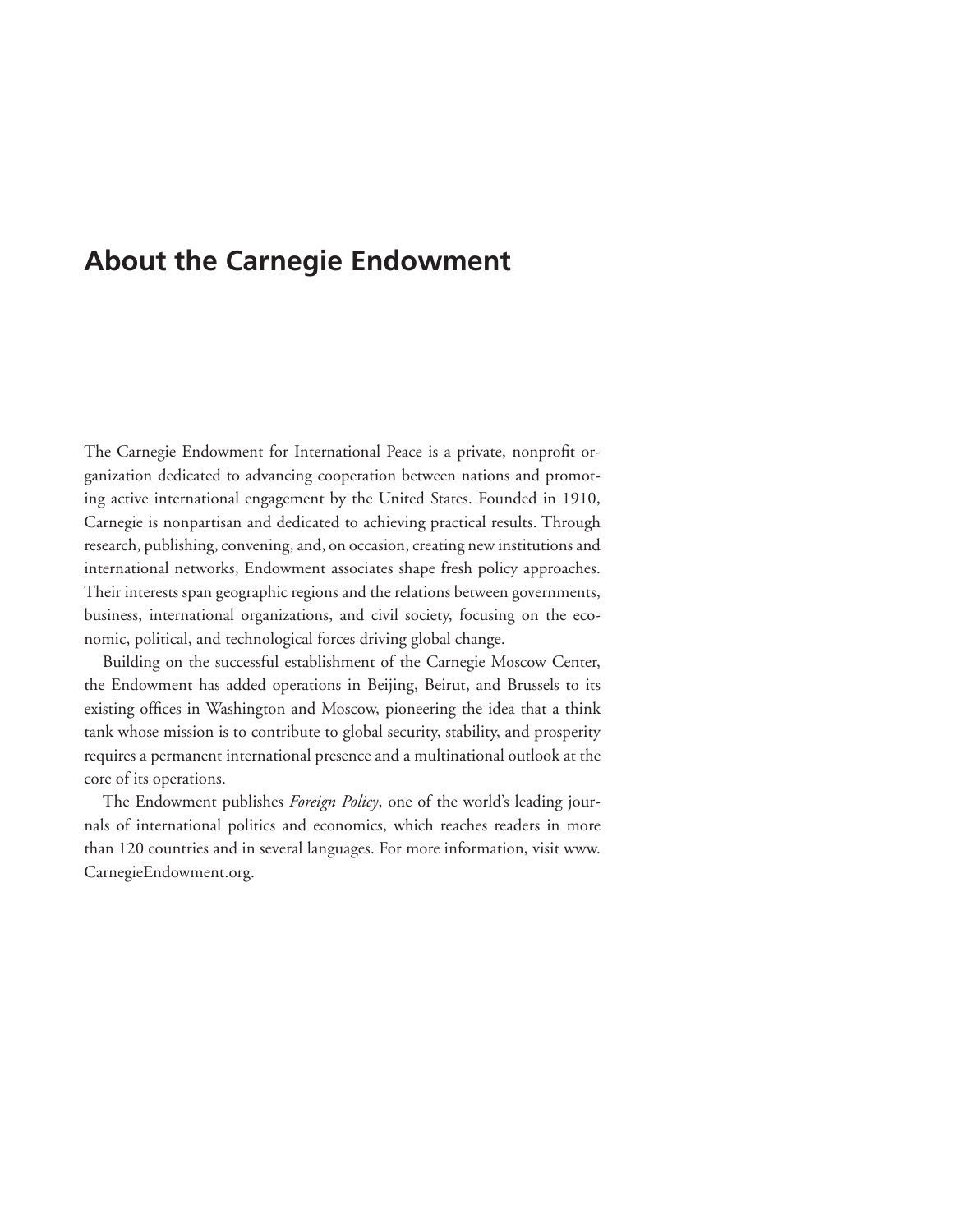# About the Carnegie Endowment

The Carnegie Endowment for International Peace is a private, nonprofit organization dedicated to advancing cooperation between nations and promoting active international engagement by the United States. Founded in 1910, Carnegie is nonpartisan and dedicated to achieving practical results. Through research, publishing, convening, and, on occasion, creating new institutions and international networks, Endowment associates shape fresh policy approaches. Their interests span geographic regions and the relations between governments, business, international organizations, and civil society, focusing on the economic, political, and technological forces driving global change.

Building on the successful establishment of the Carnegie Moscow Center, the Endowment has added operations in Beijing, Beirut, and Brussels to its existing offices in Washington and Moscow, pioneering the idea that a think tank whose mission is to contribute to global security, stability, and prosperity requires a permanent international presence and a multinational outlook at the core of its operations.

The Endowment publishes *Foreign Policy*, one of the world's leading journals of international politics and economics, which reaches readers in more than 120 countries and in several languages. For more information, visit www.CarnegieEndowment.org.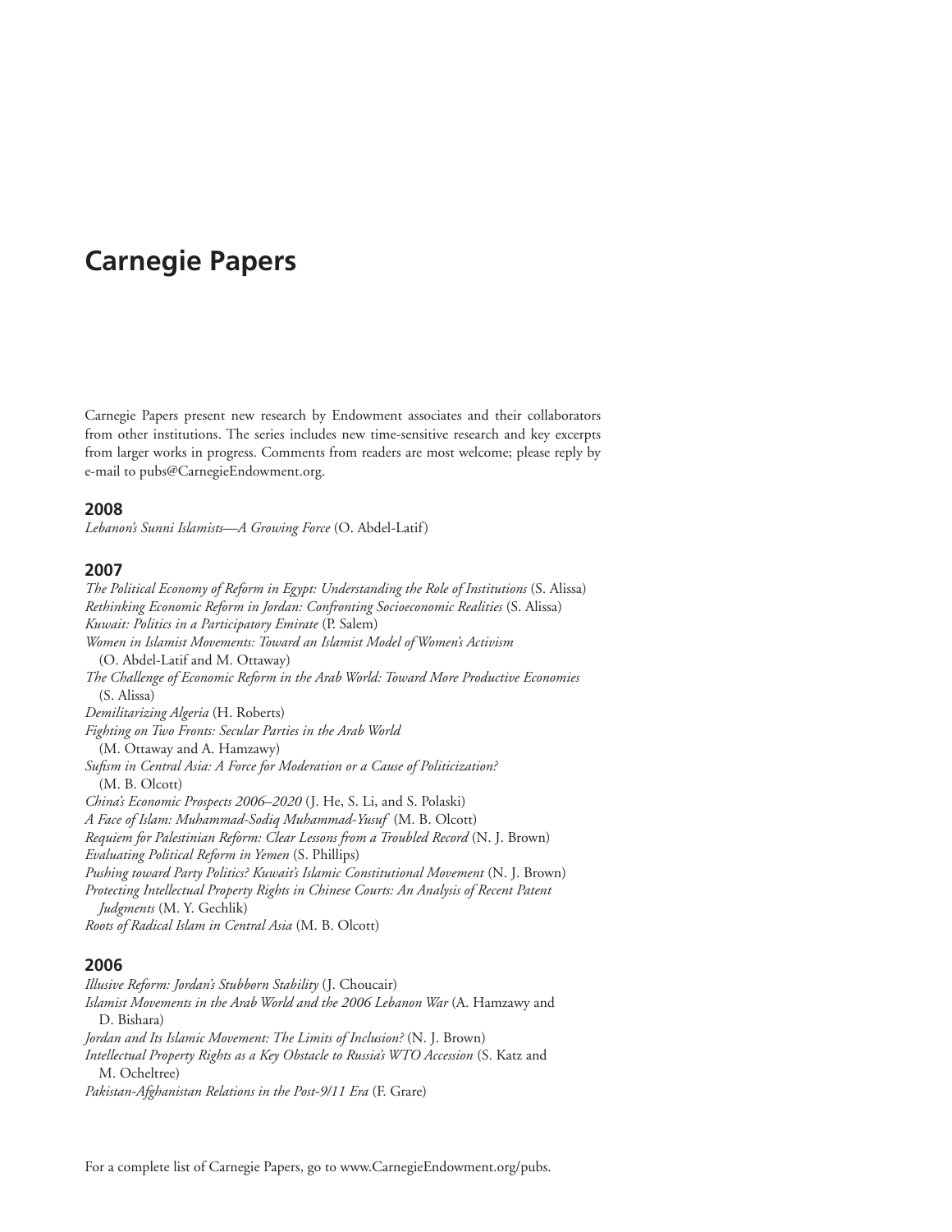# Carnegie Papers

Carnegie Papers present new research by Endowment associates and their collaborators from other institutions. The series includes new time-sensitive research and key excerpts from larger works in progress. Comments from readers are most welcome; please reply by e-mail to pubs@CarnegieEndowment.org.

## 2008

*Lebanon's Sunni Islamists—A Growing Force* (O. Abdel-Latif)

## 2007

*The Political Economy of Reform in Egypt: Understanding the Role of Institutions* (S. Alissa)
*Rethinking Economic Reform in Jordan: Confronting Socioeconomic Realities* (S. Alissa)
*Kuwait: Politics in a Participatory Emirate* (P. Salem)
*Women in Islamist Movements: Toward an Islamist Model of Women's Activism* (O. Abdel-Latif and M. Ottaway)
*The Challenge of Economic Reform in the Arab World: Toward More Productive Economies* (S. Alissa)
*Demilitarizing Algeria* (H. Roberts)
*Fighting on Two Fronts: Secular Parties in the Arab World* (M. Ottaway and A. Hamzawy)
*Sufism in Central Asia: A Force for Moderation or a Cause of Politicization?* (M. B. Olcott)
*China's Economic Prospects 2006–2020* (J. He, S. Li, and S. Polaski)
*A Face of Islam: Muhammad-Sodiq Muhammad-Yusuf* (M. B. Olcott)
*Requiem for Palestinian Reform: Clear Lessons from a Troubled Record* (N. J. Brown)
*Evaluating Political Reform in Yemen* (S. Phillips)
*Pushing toward Party Politics? Kuwait's Islamic Constitutional Movement* (N. J. Brown)
*Protecting Intellectual Property Rights in Chinese Courts: An Analysis of Recent Patent Judgments* (M. Y. Gechlik)
*Roots of Radical Islam in Central Asia* (M. B. Olcott)

## 2006

*Illusive Reform: Jordan's Stubborn Stability* (J. Choucair)
*Islamist Movements in the Arab World and the 2006 Lebanon War* (A. Hamzawy and D. Bishara)
*Jordan and Its Islamic Movement: The Limits of Inclusion?* (N. J. Brown)
*Intellectual Property Rights as a Key Obstacle to Russia's WTO Accession* (S. Katz and M. Ocheltree)
*Pakistan-Afghanistan Relations in the Post-9/11 Era* (F. Grare)

For a complete list of Carnegie Papers, go to www.CarnegieEndowment.org/pubs.